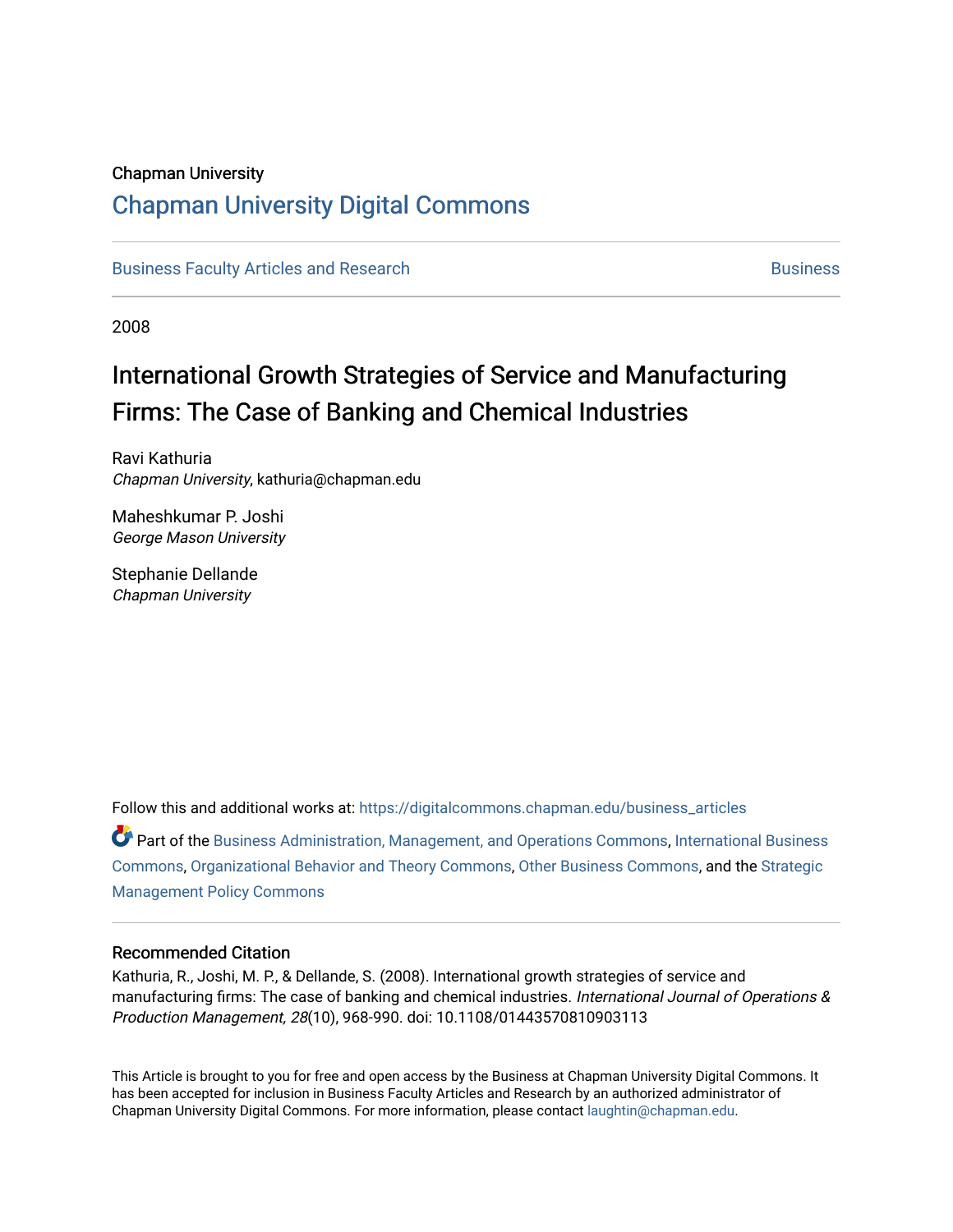Chapman University

# Chapman University Digital Commons

Business Faculty Articles and Research — Business

2008

## International Growth Strategies of Service and Manufacturing Firms: The Case of Banking and Chemical Industries

Ravi Kathuria
*Chapman University*, kathuria@chapman.edu

Maheshkumar P. Joshi
*George Mason University*

Stephanie Dellande
*Chapman University*

Follow this and additional works at: https://digitalcommons.chapman.edu/business_articles

Part of the Business Administration, Management, and Operations Commons, International Business Commons, Organizational Behavior and Theory Commons, Other Business Commons, and the Strategic Management Policy Commons

### Recommended Citation

Kathuria, R., Joshi, M. P., & Dellande, S. (2008). International growth strategies of service and manufacturing firms: The case of banking and chemical industries. *International Journal of Operations & Production Management, 28*(10), 968-990. doi: 10.1108/01443570810903113

This Article is brought to you for free and open access by the Business at Chapman University Digital Commons. It has been accepted for inclusion in Business Faculty Articles and Research by an authorized administrator of Chapman University Digital Commons. For more information, please contact laughtin@chapman.edu.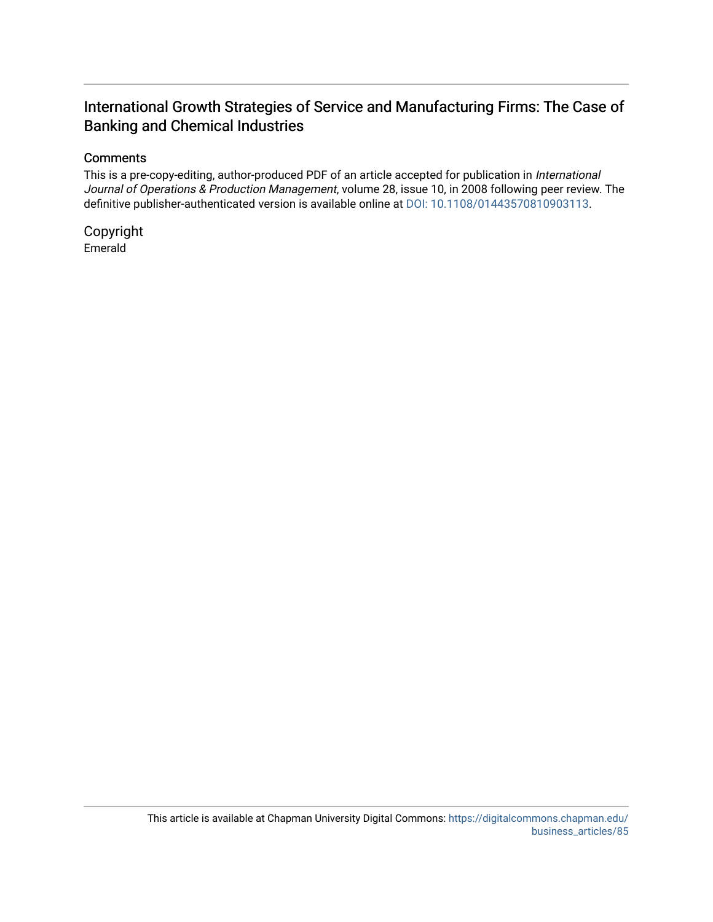## International Growth Strategies of Service and Manufacturing Firms: The Case of Banking and Chemical Industries

### Comments

This is a pre-copy-editing, author-produced PDF of an article accepted for publication in *International Journal of Operations & Production Management*, volume 28, issue 10, in 2008 following peer review. The definitive publisher-authenticated version is available online at DOI: 10.1108/01443570810903113.

### Copyright

Emerald

This article is available at Chapman University Digital Commons: https://digitalcommons.chapman.edu/business_articles/85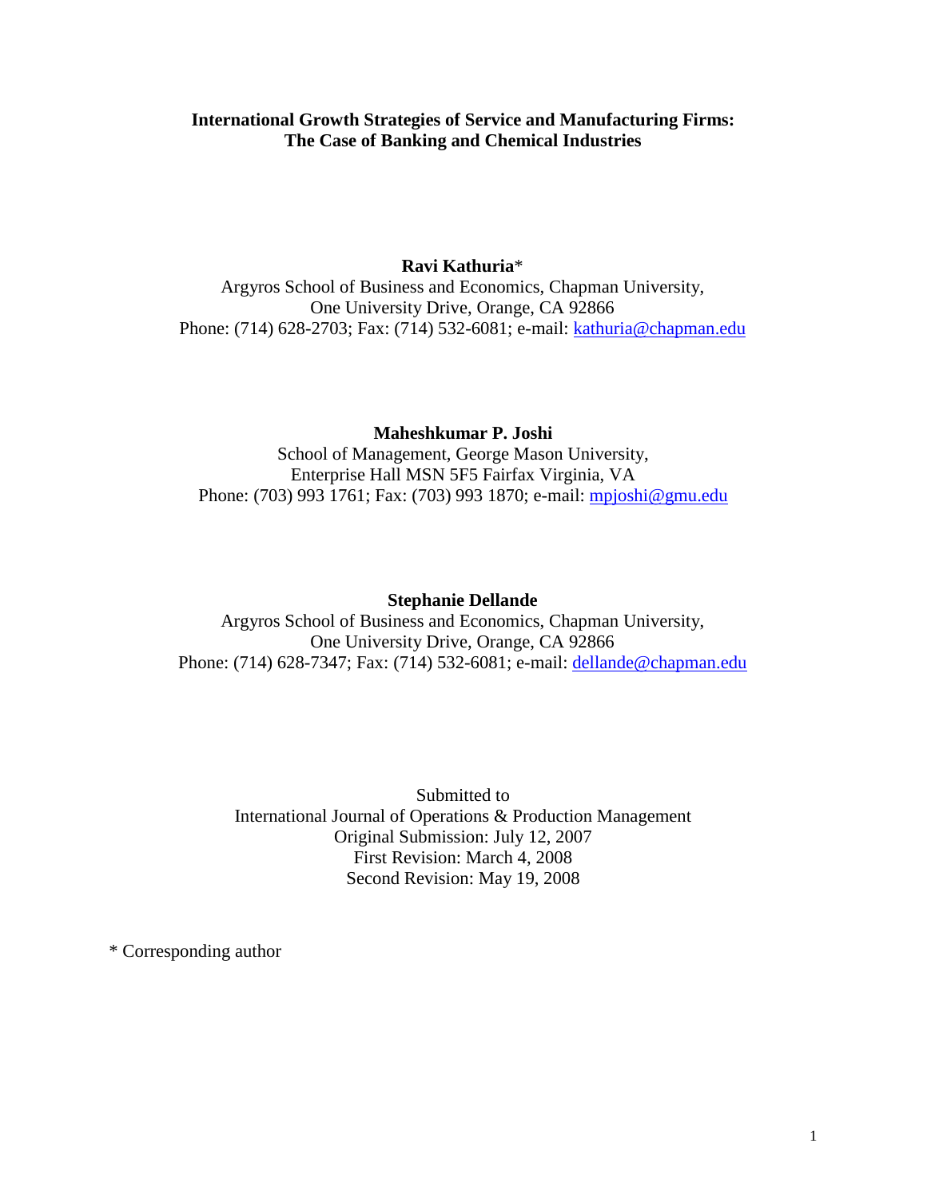**International Growth Strategies of Service and Manufacturing Firms: The Case of Banking and Chemical Industries**

**Ravi Kathuria***

Argyros School of Business and Economics, Chapman University,
One University Drive, Orange, CA 92866
Phone: (714) 628-2703; Fax: (714) 532-6081; e-mail: kathuria@chapman.edu

**Maheshkumar P. Joshi**

School of Management, George Mason University,
Enterprise Hall MSN 5F5 Fairfax Virginia, VA
Phone: (703) 993 1761; Fax: (703) 993 1870; e-mail: mpjoshi@gmu.edu

**Stephanie Dellande**

Argyros School of Business and Economics, Chapman University,
One University Drive, Orange, CA 92866
Phone: (714) 628-7347; Fax: (714) 532-6081; e-mail: dellande@chapman.edu

Submitted to
International Journal of Operations & Production Management
Original Submission: July 12, 2007
First Revision: March 4, 2008
Second Revision: May 19, 2008

* Corresponding author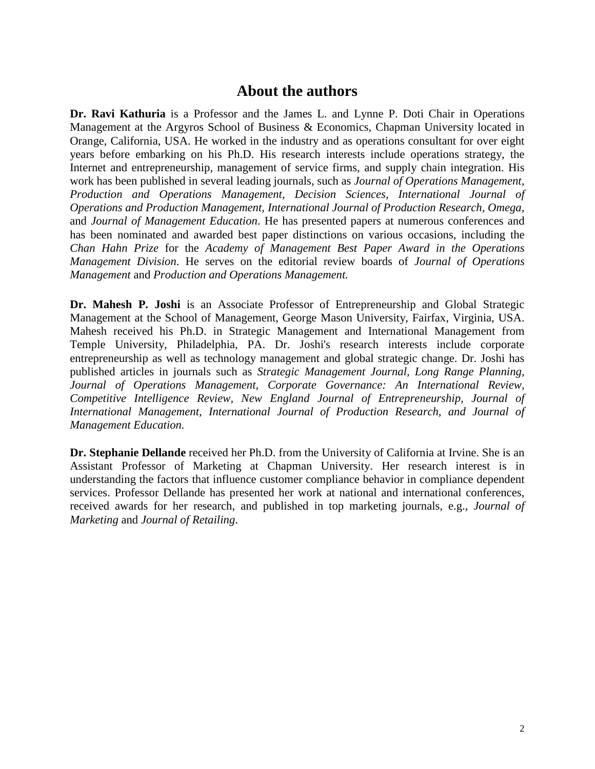## About the authors

**Dr. Ravi Kathuria** is a Professor and the James L. and Lynne P. Doti Chair in Operations Management at the Argyros School of Business & Economics, Chapman University located in Orange, California, USA. He worked in the industry and as operations consultant for over eight years before embarking on his Ph.D. His research interests include operations strategy, the Internet and entrepreneurship, management of service firms, and supply chain integration. His work has been published in several leading journals, such as *Journal of Operations Management, Production and Operations Management, Decision Sciences, International Journal of Operations and Production Management, International Journal of Production Research, Omega,* and *Journal of Management Education*. He has presented papers at numerous conferences and has been nominated and awarded best paper distinctions on various occasions, including the *Chan Hahn Prize* for the *Academy of Management Best Paper Award in the Operations Management Division*. He serves on the editorial review boards of *Journal of Operations Management* and *Production and Operations Management.*

**Dr. Mahesh P. Joshi** is an Associate Professor of Entrepreneurship and Global Strategic Management at the School of Management, George Mason University, Fairfax, Virginia, USA. Mahesh received his Ph.D. in Strategic Management and International Management from Temple University, Philadelphia, PA. Dr. Joshi's research interests include corporate entrepreneurship as well as technology management and global strategic change. Dr. Joshi has published articles in journals such as *Strategic Management Journal*, *Long Range Planning*, *Journal of Operations Management*, *Corporate Governance: An International Review*, *Competitive Intelligence Review*, *New England Journal of Entrepreneurship*, *Journal of International Management*, *International Journal of Production Research*, *and Journal of Management Education.*

**Dr. Stephanie Dellande** received her Ph.D. from the University of California at Irvine. She is an Assistant Professor of Marketing at Chapman University. Her research interest is in understanding the factors that influence customer compliance behavior in compliance dependent services. Professor Dellande has presented her work at national and international conferences, received awards for her research, and published in top marketing journals, e.g., *Journal of Marketing* and *Journal of Retailing*.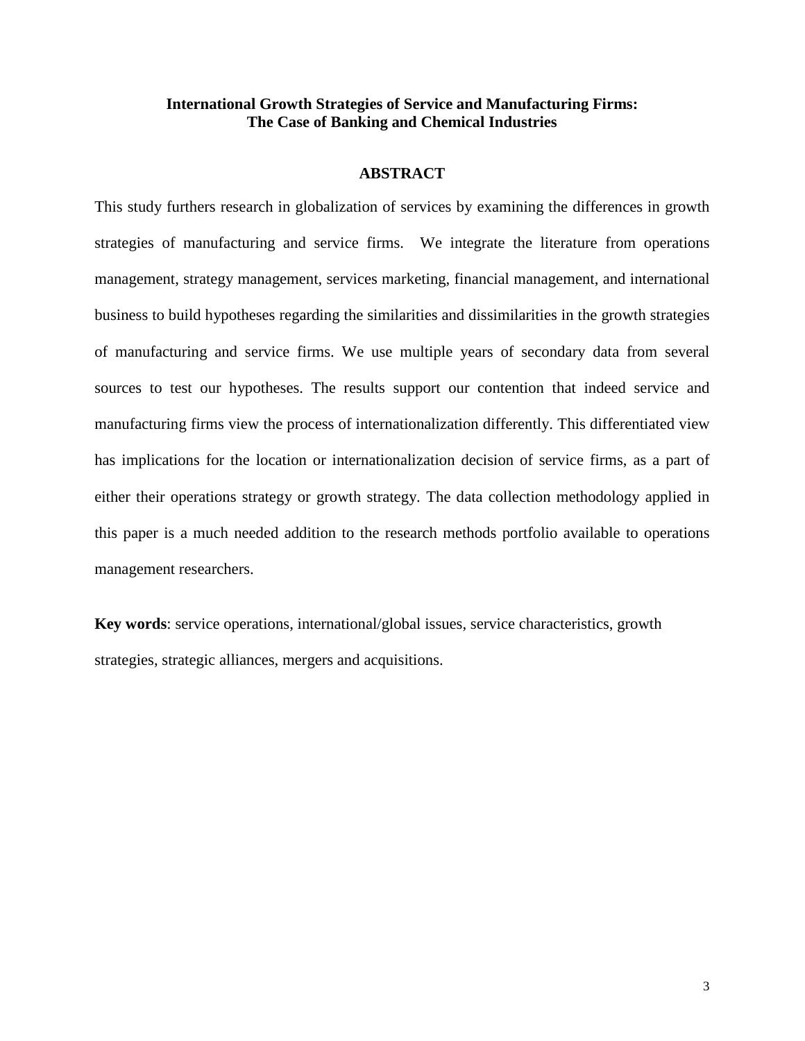**International Growth Strategies of Service and Manufacturing Firms: The Case of Banking and Chemical Industries**

## ABSTRACT

This study furthers research in globalization of services by examining the differences in growth strategies of manufacturing and service firms. We integrate the literature from operations management, strategy management, services marketing, financial management, and international business to build hypotheses regarding the similarities and dissimilarities in the growth strategies of manufacturing and service firms. We use multiple years of secondary data from several sources to test our hypotheses. The results support our contention that indeed service and manufacturing firms view the process of internationalization differently. This differentiated view has implications for the location or internationalization decision of service firms, as a part of either their operations strategy or growth strategy. The data collection methodology applied in this paper is a much needed addition to the research methods portfolio available to operations management researchers.

**Key words**: service operations, international/global issues, service characteristics, growth strategies, strategic alliances, mergers and acquisitions.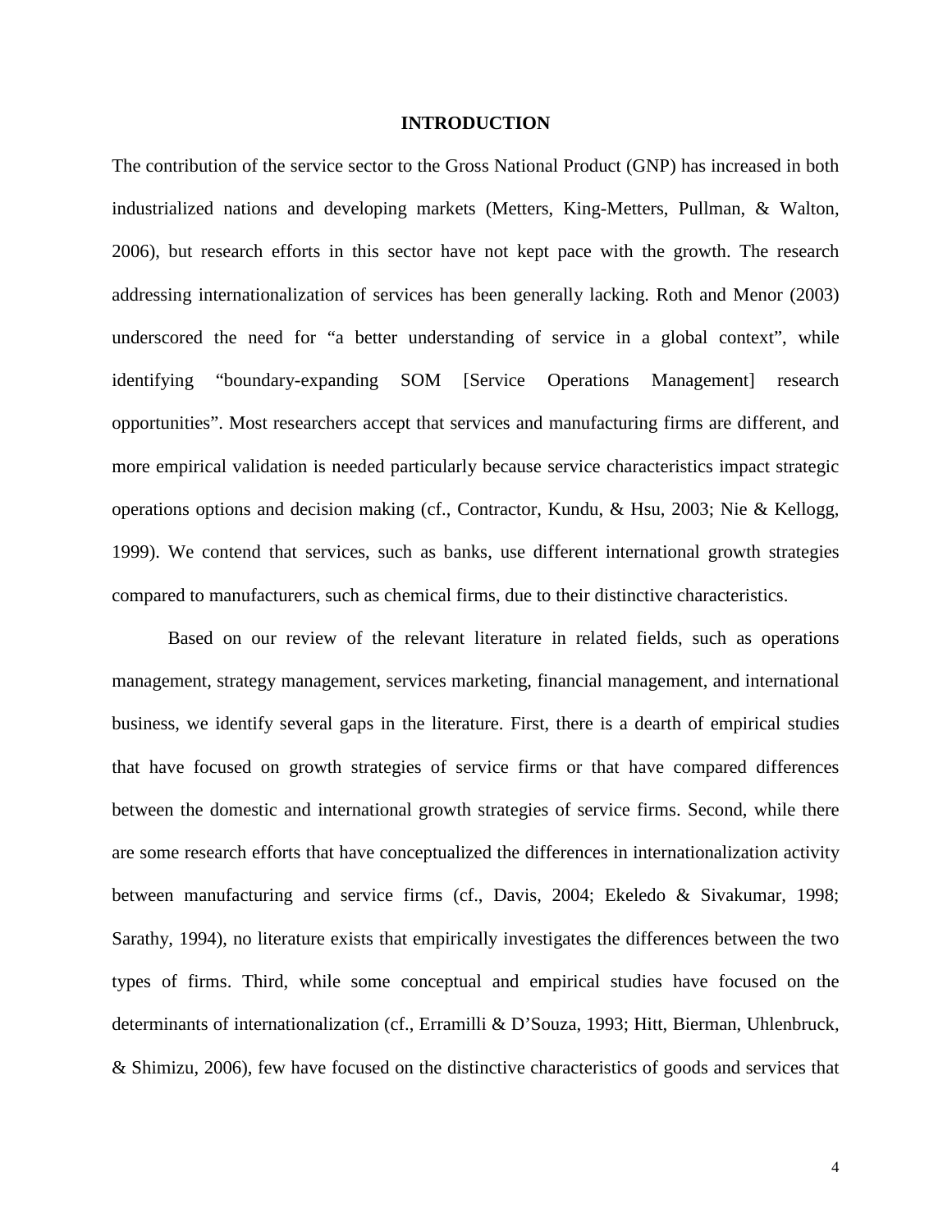## INTRODUCTION

The contribution of the service sector to the Gross National Product (GNP) has increased in both industrialized nations and developing markets (Metters, King-Metters, Pullman, & Walton, 2006), but research efforts in this sector have not kept pace with the growth. The research addressing internationalization of services has been generally lacking. Roth and Menor (2003) underscored the need for "a better understanding of service in a global context", while identifying "boundary-expanding SOM [Service Operations Management] research opportunities". Most researchers accept that services and manufacturing firms are different, and more empirical validation is needed particularly because service characteristics impact strategic operations options and decision making (cf., Contractor, Kundu, & Hsu, 2003; Nie & Kellogg, 1999). We contend that services, such as banks, use different international growth strategies compared to manufacturers, such as chemical firms, due to their distinctive characteristics.

Based on our review of the relevant literature in related fields, such as operations management, strategy management, services marketing, financial management, and international business, we identify several gaps in the literature. First, there is a dearth of empirical studies that have focused on growth strategies of service firms or that have compared differences between the domestic and international growth strategies of service firms. Second, while there are some research efforts that have conceptualized the differences in internationalization activity between manufacturing and service firms (cf., Davis, 2004; Ekeledo & Sivakumar, 1998; Sarathy, 1994), no literature exists that empirically investigates the differences between the two types of firms. Third, while some conceptual and empirical studies have focused on the determinants of internationalization (cf., Erramilli & D'Souza, 1993; Hitt, Bierman, Uhlenbruck, & Shimizu, 2006), few have focused on the distinctive characteristics of goods and services that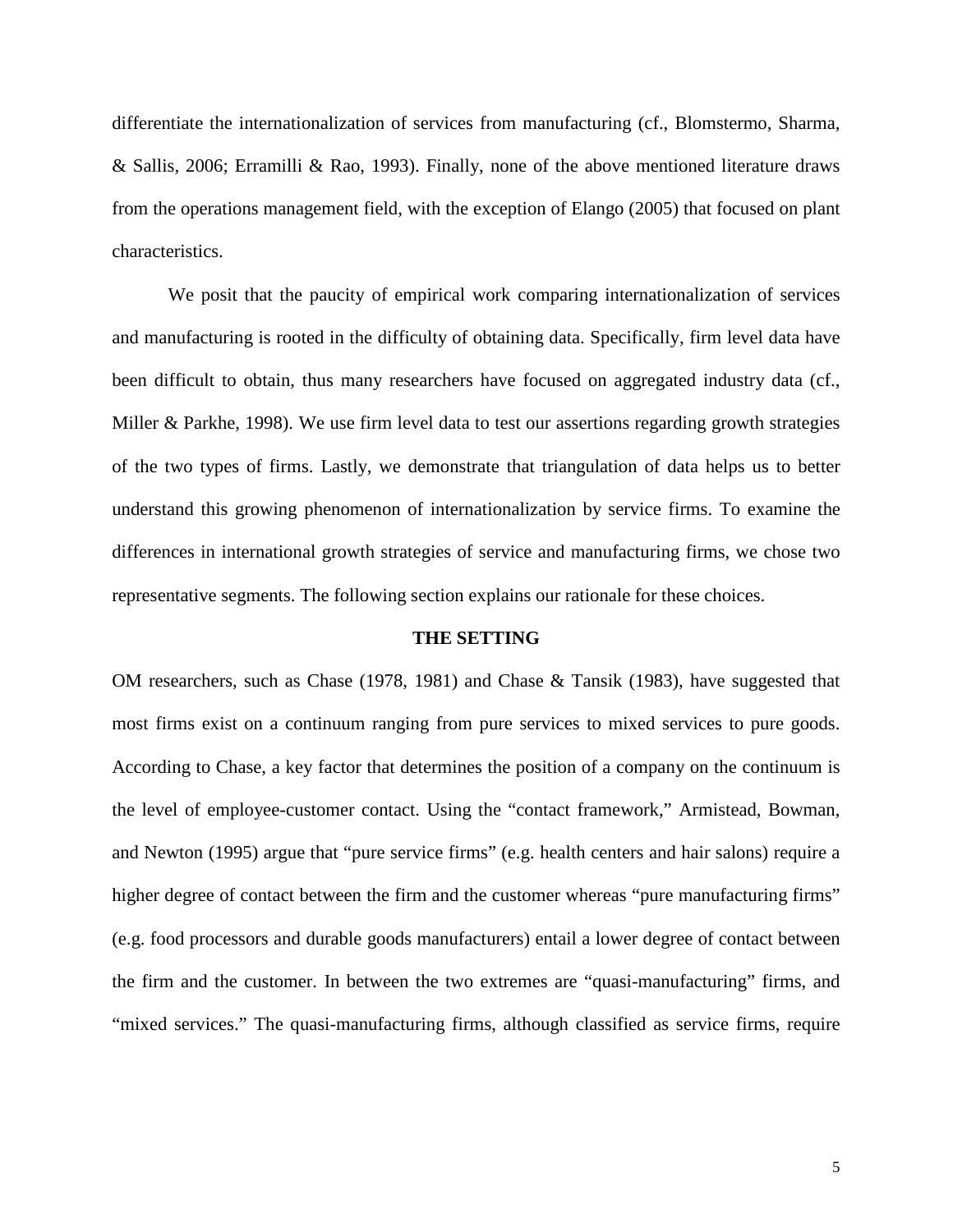differentiate the internationalization of services from manufacturing (cf., Blomstermo, Sharma, & Sallis, 2006; Erramilli & Rao, 1993). Finally, none of the above mentioned literature draws from the operations management field, with the exception of Elango (2005) that focused on plant characteristics.

We posit that the paucity of empirical work comparing internationalization of services and manufacturing is rooted in the difficulty of obtaining data. Specifically, firm level data have been difficult to obtain, thus many researchers have focused on aggregated industry data (cf., Miller & Parkhe, 1998). We use firm level data to test our assertions regarding growth strategies of the two types of firms. Lastly, we demonstrate that triangulation of data helps us to better understand this growing phenomenon of internationalization by service firms. To examine the differences in international growth strategies of service and manufacturing firms, we chose two representative segments. The following section explains our rationale for these choices.

## THE SETTING

OM researchers, such as Chase (1978, 1981) and Chase & Tansik (1983), have suggested that most firms exist on a continuum ranging from pure services to mixed services to pure goods. According to Chase, a key factor that determines the position of a company on the continuum is the level of employee-customer contact. Using the "contact framework," Armistead, Bowman, and Newton (1995) argue that "pure service firms" (e.g. health centers and hair salons) require a higher degree of contact between the firm and the customer whereas "pure manufacturing firms" (e.g. food processors and durable goods manufacturers) entail a lower degree of contact between the firm and the customer. In between the two extremes are "quasi-manufacturing" firms, and "mixed services." The quasi-manufacturing firms, although classified as service firms, require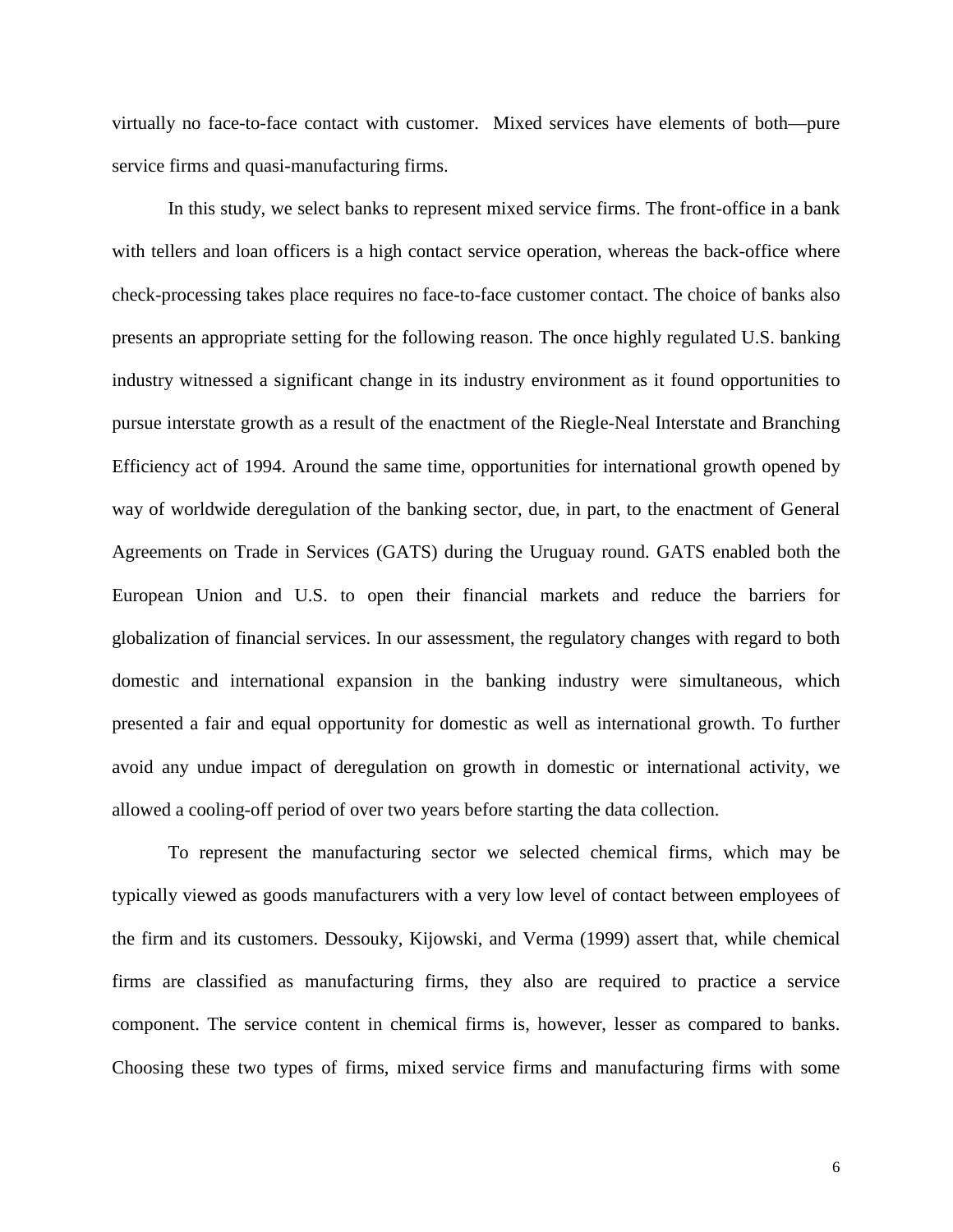virtually no face-to-face contact with customer. Mixed services have elements of both—pure service firms and quasi-manufacturing firms.

In this study, we select banks to represent mixed service firms. The front-office in a bank with tellers and loan officers is a high contact service operation, whereas the back-office where check-processing takes place requires no face-to-face customer contact. The choice of banks also presents an appropriate setting for the following reason. The once highly regulated U.S. banking industry witnessed a significant change in its industry environment as it found opportunities to pursue interstate growth as a result of the enactment of the Riegle-Neal Interstate and Branching Efficiency act of 1994. Around the same time, opportunities for international growth opened by way of worldwide deregulation of the banking sector, due, in part, to the enactment of General Agreements on Trade in Services (GATS) during the Uruguay round. GATS enabled both the European Union and U.S. to open their financial markets and reduce the barriers for globalization of financial services. In our assessment, the regulatory changes with regard to both domestic and international expansion in the banking industry were simultaneous, which presented a fair and equal opportunity for domestic as well as international growth. To further avoid any undue impact of deregulation on growth in domestic or international activity, we allowed a cooling-off period of over two years before starting the data collection.

To represent the manufacturing sector we selected chemical firms, which may be typically viewed as goods manufacturers with a very low level of contact between employees of the firm and its customers. Dessouky, Kijowski, and Verma (1999) assert that, while chemical firms are classified as manufacturing firms, they also are required to practice a service component. The service content in chemical firms is, however, lesser as compared to banks. Choosing these two types of firms, mixed service firms and manufacturing firms with some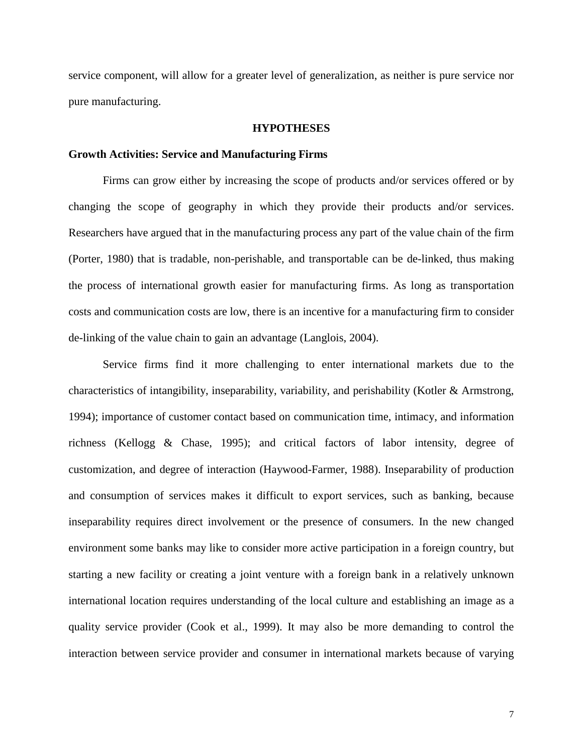service component, will allow for a greater level of generalization, as neither is pure service nor pure manufacturing.

## HYPOTHESES

### Growth Activities: Service and Manufacturing Firms

Firms can grow either by increasing the scope of products and/or services offered or by changing the scope of geography in which they provide their products and/or services. Researchers have argued that in the manufacturing process any part of the value chain of the firm (Porter, 1980) that is tradable, non-perishable, and transportable can be de-linked, thus making the process of international growth easier for manufacturing firms. As long as transportation costs and communication costs are low, there is an incentive for a manufacturing firm to consider de-linking of the value chain to gain an advantage (Langlois, 2004).

Service firms find it more challenging to enter international markets due to the characteristics of intangibility, inseparability, variability, and perishability (Kotler & Armstrong, 1994); importance of customer contact based on communication time, intimacy, and information richness (Kellogg & Chase, 1995); and critical factors of labor intensity, degree of customization, and degree of interaction (Haywood-Farmer, 1988). Inseparability of production and consumption of services makes it difficult to export services, such as banking, because inseparability requires direct involvement or the presence of consumers. In the new changed environment some banks may like to consider more active participation in a foreign country, but starting a new facility or creating a joint venture with a foreign bank in a relatively unknown international location requires understanding of the local culture and establishing an image as a quality service provider (Cook et al., 1999). It may also be more demanding to control the interaction between service provider and consumer in international markets because of varying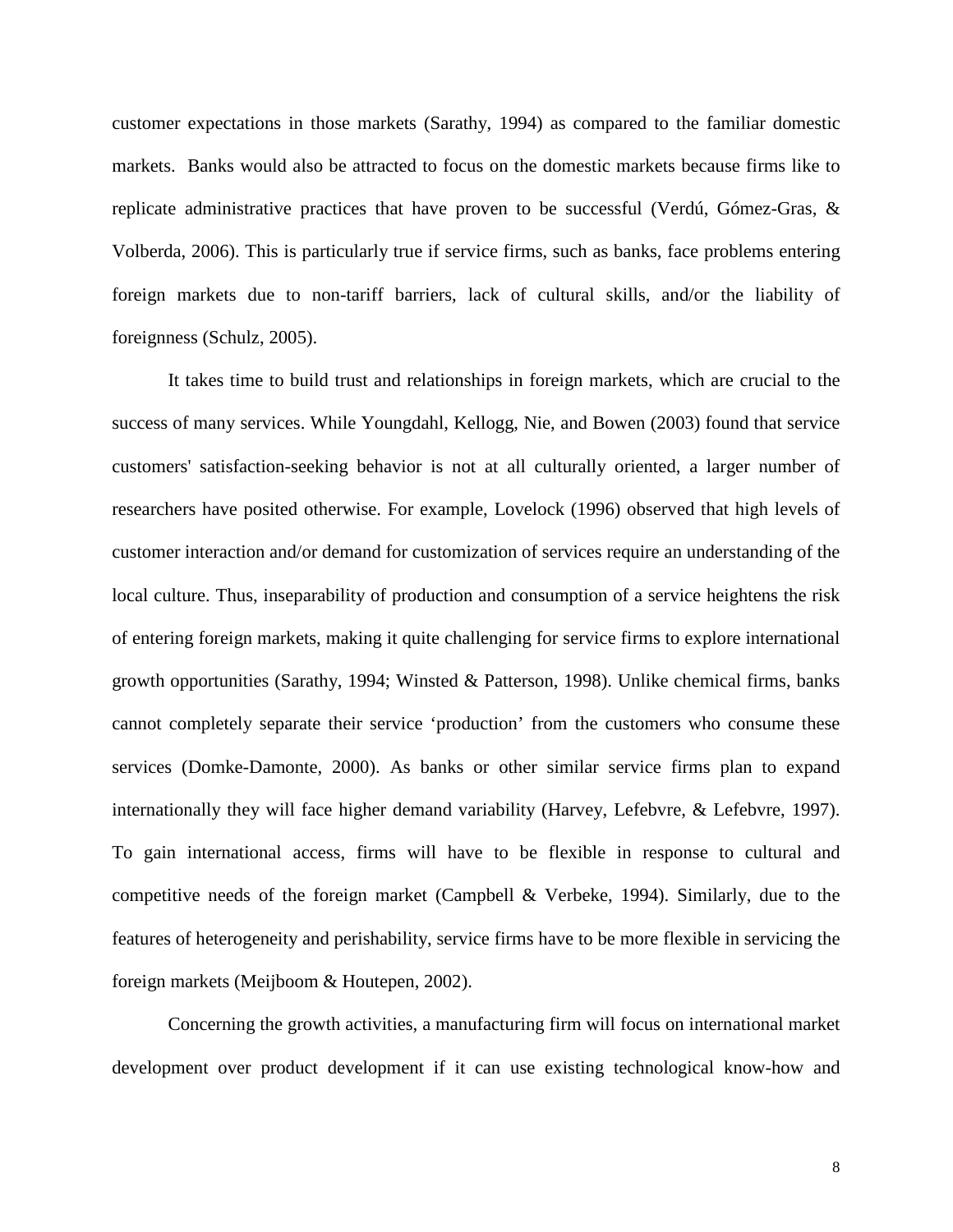customer expectations in those markets (Sarathy, 1994) as compared to the familiar domestic markets. Banks would also be attracted to focus on the domestic markets because firms like to replicate administrative practices that have proven to be successful (Verdú, Gómez-Gras, & Volberda, 2006). This is particularly true if service firms, such as banks, face problems entering foreign markets due to non-tariff barriers, lack of cultural skills, and/or the liability of foreignness (Schulz, 2005).

It takes time to build trust and relationships in foreign markets, which are crucial to the success of many services. While Youngdahl, Kellogg, Nie, and Bowen (2003) found that service customers' satisfaction-seeking behavior is not at all culturally oriented, a larger number of researchers have posited otherwise. For example, Lovelock (1996) observed that high levels of customer interaction and/or demand for customization of services require an understanding of the local culture. Thus, inseparability of production and consumption of a service heightens the risk of entering foreign markets, making it quite challenging for service firms to explore international growth opportunities (Sarathy, 1994; Winsted & Patterson, 1998). Unlike chemical firms, banks cannot completely separate their service 'production' from the customers who consume these services (Domke-Damonte, 2000). As banks or other similar service firms plan to expand internationally they will face higher demand variability (Harvey, Lefebvre, & Lefebvre, 1997). To gain international access, firms will have to be flexible in response to cultural and competitive needs of the foreign market (Campbell & Verbeke, 1994). Similarly, due to the features of heterogeneity and perishability, service firms have to be more flexible in servicing the foreign markets (Meijboom & Houtepen, 2002).

Concerning the growth activities, a manufacturing firm will focus on international market development over product development if it can use existing technological know-how and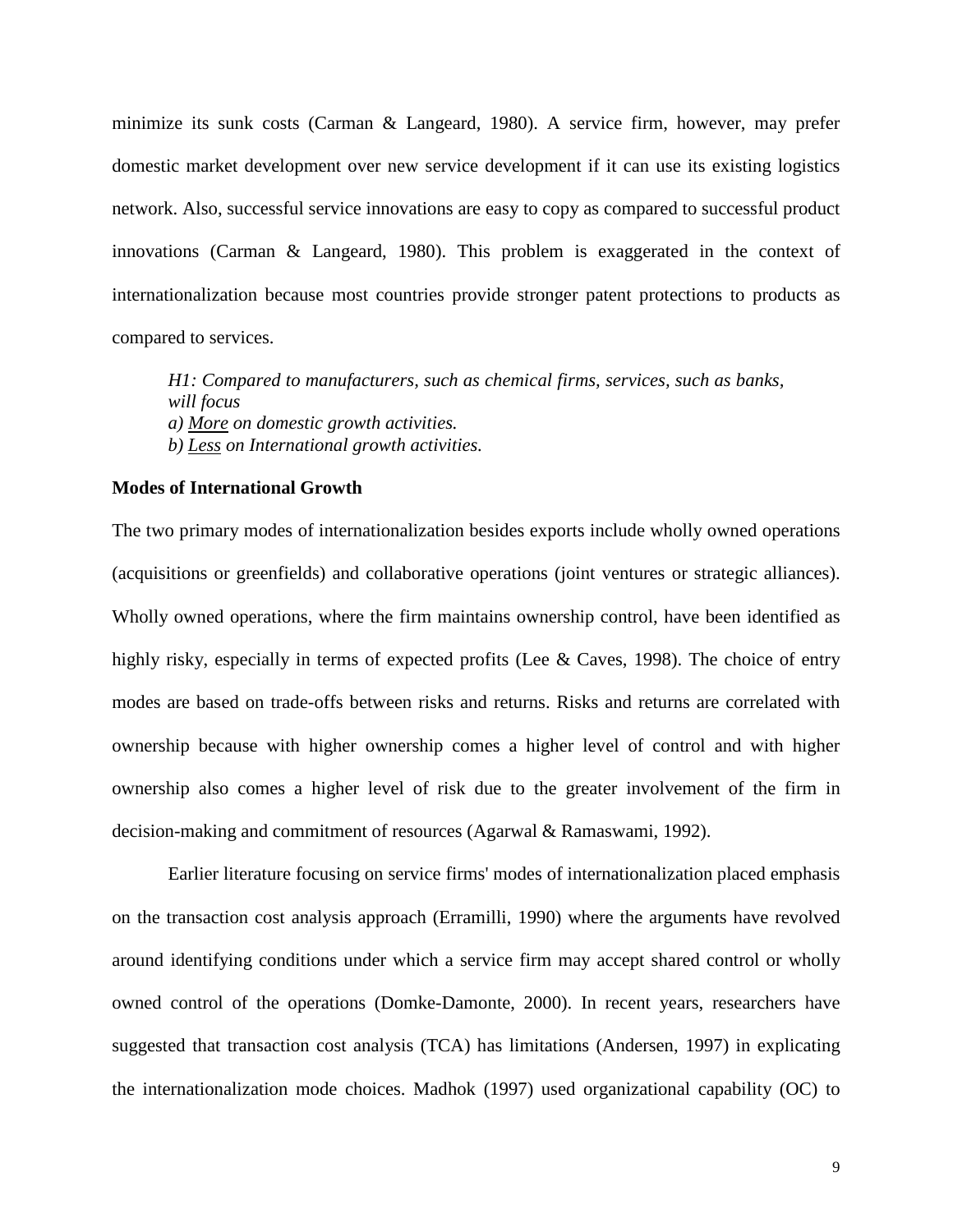minimize its sunk costs (Carman & Langeard, 1980). A service firm, however, may prefer domestic market development over new service development if it can use its existing logistics network. Also, successful service innovations are easy to copy as compared to successful product innovations (Carman & Langeard, 1980). This problem is exaggerated in the context of internationalization because most countries provide stronger patent protections to products as compared to services.

> *H1: Compared to manufacturers, such as chemical firms, services, such as banks, will focus*
> *a) <u>More</u> on domestic growth activities.*
> *b) <u>Less</u> on International growth activities.*

**Modes of International Growth**

The two primary modes of internationalization besides exports include wholly owned operations (acquisitions or greenfields) and collaborative operations (joint ventures or strategic alliances). Wholly owned operations, where the firm maintains ownership control, have been identified as highly risky, especially in terms of expected profits (Lee & Caves, 1998). The choice of entry modes are based on trade-offs between risks and returns. Risks and returns are correlated with ownership because with higher ownership comes a higher level of control and with higher ownership also comes a higher level of risk due to the greater involvement of the firm in decision-making and commitment of resources (Agarwal & Ramaswami, 1992).

Earlier literature focusing on service firms' modes of internationalization placed emphasis on the transaction cost analysis approach (Erramilli, 1990) where the arguments have revolved around identifying conditions under which a service firm may accept shared control or wholly owned control of the operations (Domke-Damonte, 2000). In recent years, researchers have suggested that transaction cost analysis (TCA) has limitations (Andersen, 1997) in explicating the internationalization mode choices. Madhok (1997) used organizational capability (OC) to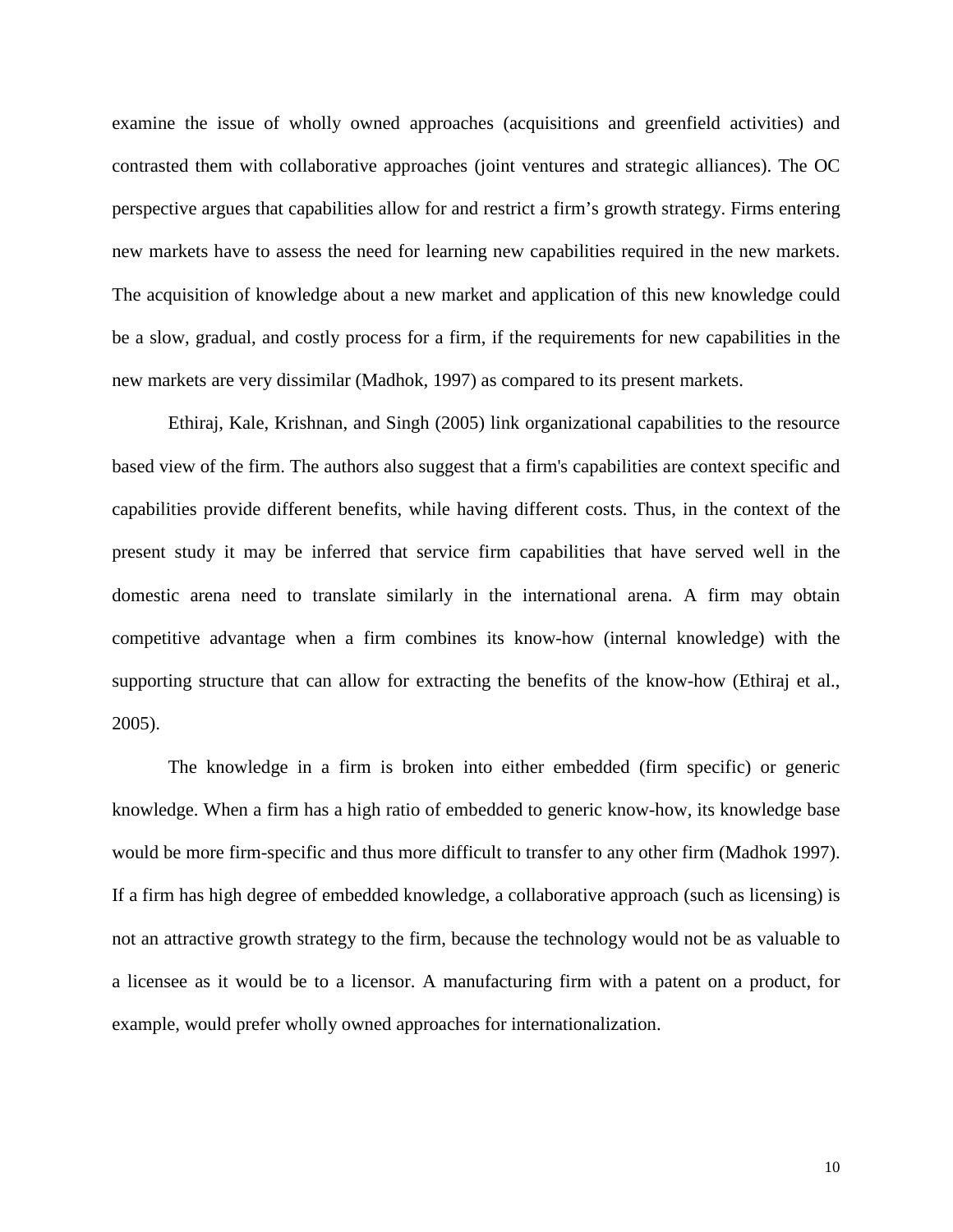examine the issue of wholly owned approaches (acquisitions and greenfield activities) and contrasted them with collaborative approaches (joint ventures and strategic alliances). The OC perspective argues that capabilities allow for and restrict a firm's growth strategy. Firms entering new markets have to assess the need for learning new capabilities required in the new markets. The acquisition of knowledge about a new market and application of this new knowledge could be a slow, gradual, and costly process for a firm, if the requirements for new capabilities in the new markets are very dissimilar (Madhok, 1997) as compared to its present markets.

Ethiraj, Kale, Krishnan, and Singh (2005) link organizational capabilities to the resource based view of the firm. The authors also suggest that a firm's capabilities are context specific and capabilities provide different benefits, while having different costs. Thus, in the context of the present study it may be inferred that service firm capabilities that have served well in the domestic arena need to translate similarly in the international arena. A firm may obtain competitive advantage when a firm combines its know-how (internal knowledge) with the supporting structure that can allow for extracting the benefits of the know-how (Ethiraj et al., 2005).

The knowledge in a firm is broken into either embedded (firm specific) or generic knowledge. When a firm has a high ratio of embedded to generic know-how, its knowledge base would be more firm-specific and thus more difficult to transfer to any other firm (Madhok 1997). If a firm has high degree of embedded knowledge, a collaborative approach (such as licensing) is not an attractive growth strategy to the firm, because the technology would not be as valuable to a licensee as it would be to a licensor. A manufacturing firm with a patent on a product, for example, would prefer wholly owned approaches for internationalization.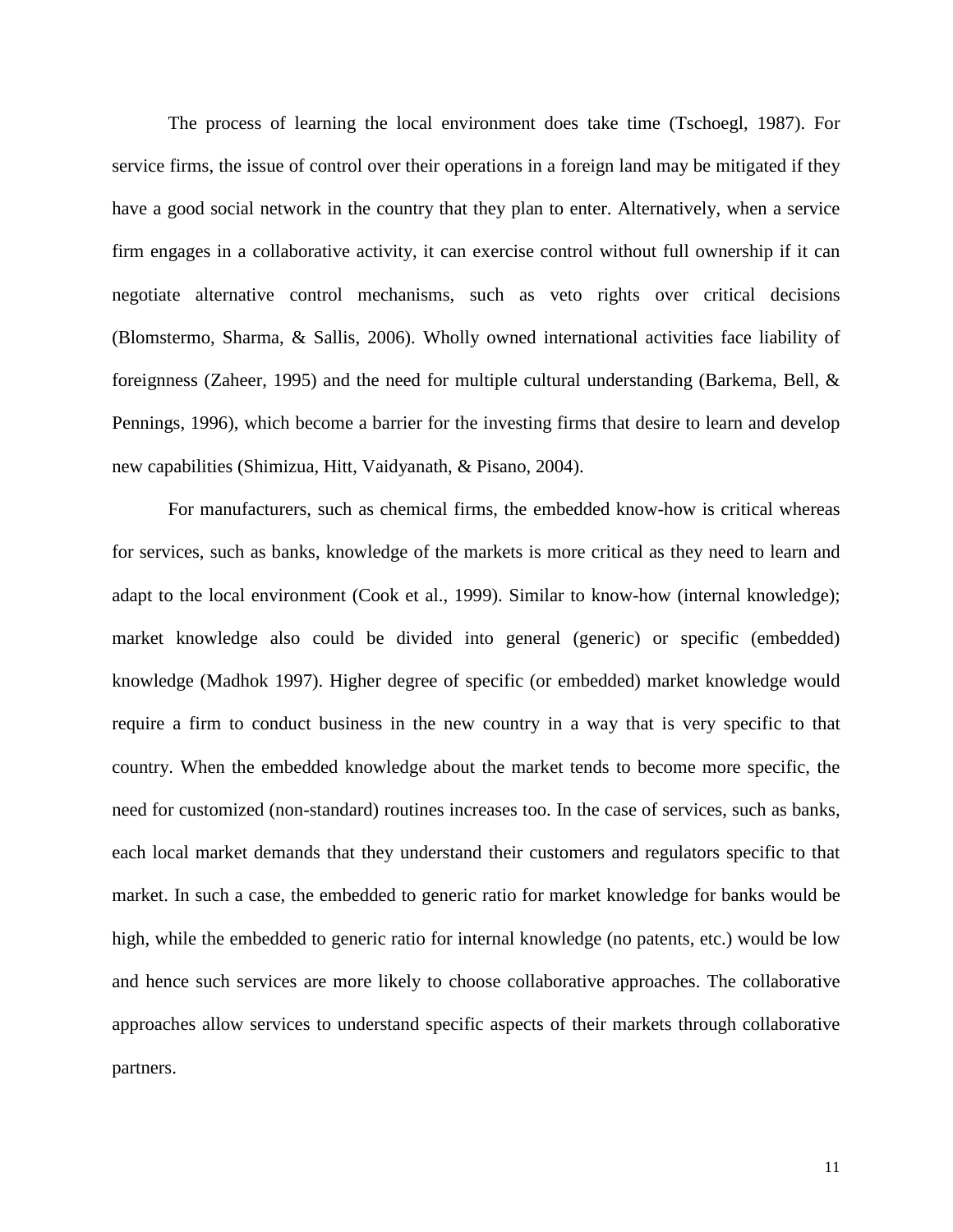The process of learning the local environment does take time (Tschoegl, 1987). For service firms, the issue of control over their operations in a foreign land may be mitigated if they have a good social network in the country that they plan to enter. Alternatively, when a service firm engages in a collaborative activity, it can exercise control without full ownership if it can negotiate alternative control mechanisms, such as veto rights over critical decisions (Blomstermo, Sharma, & Sallis, 2006). Wholly owned international activities face liability of foreignness (Zaheer, 1995) and the need for multiple cultural understanding (Barkema, Bell, & Pennings, 1996), which become a barrier for the investing firms that desire to learn and develop new capabilities (Shimizua, Hitt, Vaidyanath, & Pisano, 2004).

For manufacturers, such as chemical firms, the embedded know-how is critical whereas for services, such as banks, knowledge of the markets is more critical as they need to learn and adapt to the local environment (Cook et al., 1999). Similar to know-how (internal knowledge); market knowledge also could be divided into general (generic) or specific (embedded) knowledge (Madhok 1997). Higher degree of specific (or embedded) market knowledge would require a firm to conduct business in the new country in a way that is very specific to that country. When the embedded knowledge about the market tends to become more specific, the need for customized (non-standard) routines increases too. In the case of services, such as banks, each local market demands that they understand their customers and regulators specific to that market. In such a case, the embedded to generic ratio for market knowledge for banks would be high, while the embedded to generic ratio for internal knowledge (no patents, etc.) would be low and hence such services are more likely to choose collaborative approaches. The collaborative approaches allow services to understand specific aspects of their markets through collaborative partners.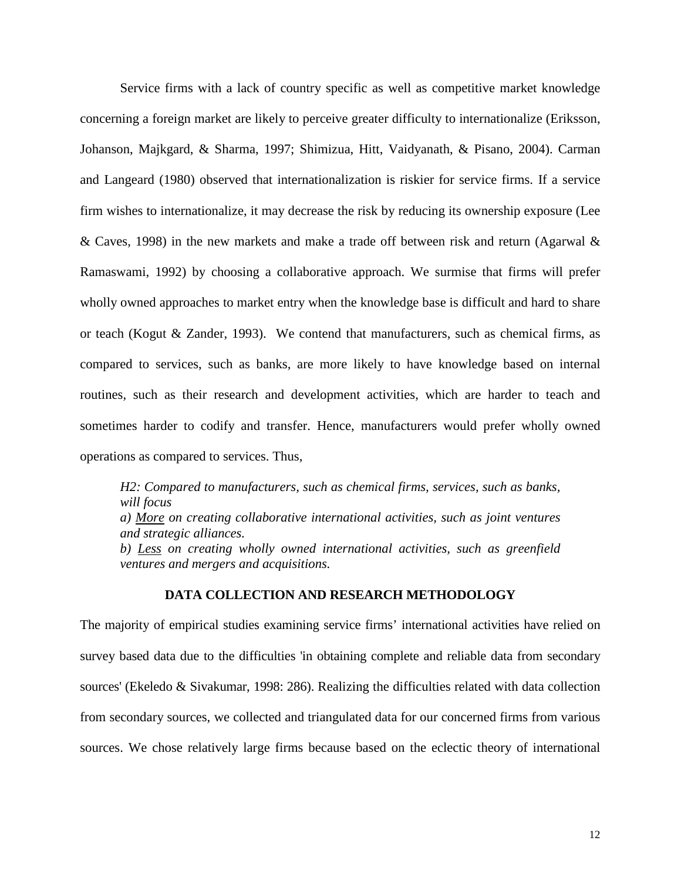Service firms with a lack of country specific as well as competitive market knowledge concerning a foreign market are likely to perceive greater difficulty to internationalize (Eriksson, Johanson, Majkgard, & Sharma, 1997; Shimizua, Hitt, Vaidyanath, & Pisano, 2004). Carman and Langeard (1980) observed that internationalization is riskier for service firms. If a service firm wishes to internationalize, it may decrease the risk by reducing its ownership exposure (Lee & Caves, 1998) in the new markets and make a trade off between risk and return (Agarwal & Ramaswami, 1992) by choosing a collaborative approach. We surmise that firms will prefer wholly owned approaches to market entry when the knowledge base is difficult and hard to share or teach (Kogut & Zander, 1993). We contend that manufacturers, such as chemical firms, as compared to services, such as banks, are more likely to have knowledge based on internal routines, such as their research and development activities, which are harder to teach and sometimes harder to codify and transfer. Hence, manufacturers would prefer wholly owned operations as compared to services. Thus,

> *H2: Compared to manufacturers, such as chemical firms, services, such as banks, will focus*
> *a) <u>More</u> on creating collaborative international activities, such as joint ventures and strategic alliances.*
> *b) <u>Less</u> on creating wholly owned international activities, such as greenfield ventures and mergers and acquisitions.*

## DATA COLLECTION AND RESEARCH METHODOLOGY

The majority of empirical studies examining service firms' international activities have relied on survey based data due to the difficulties 'in obtaining complete and reliable data from secondary sources' (Ekeledo & Sivakumar, 1998: 286). Realizing the difficulties related with data collection from secondary sources, we collected and triangulated data for our concerned firms from various sources. We chose relatively large firms because based on the eclectic theory of international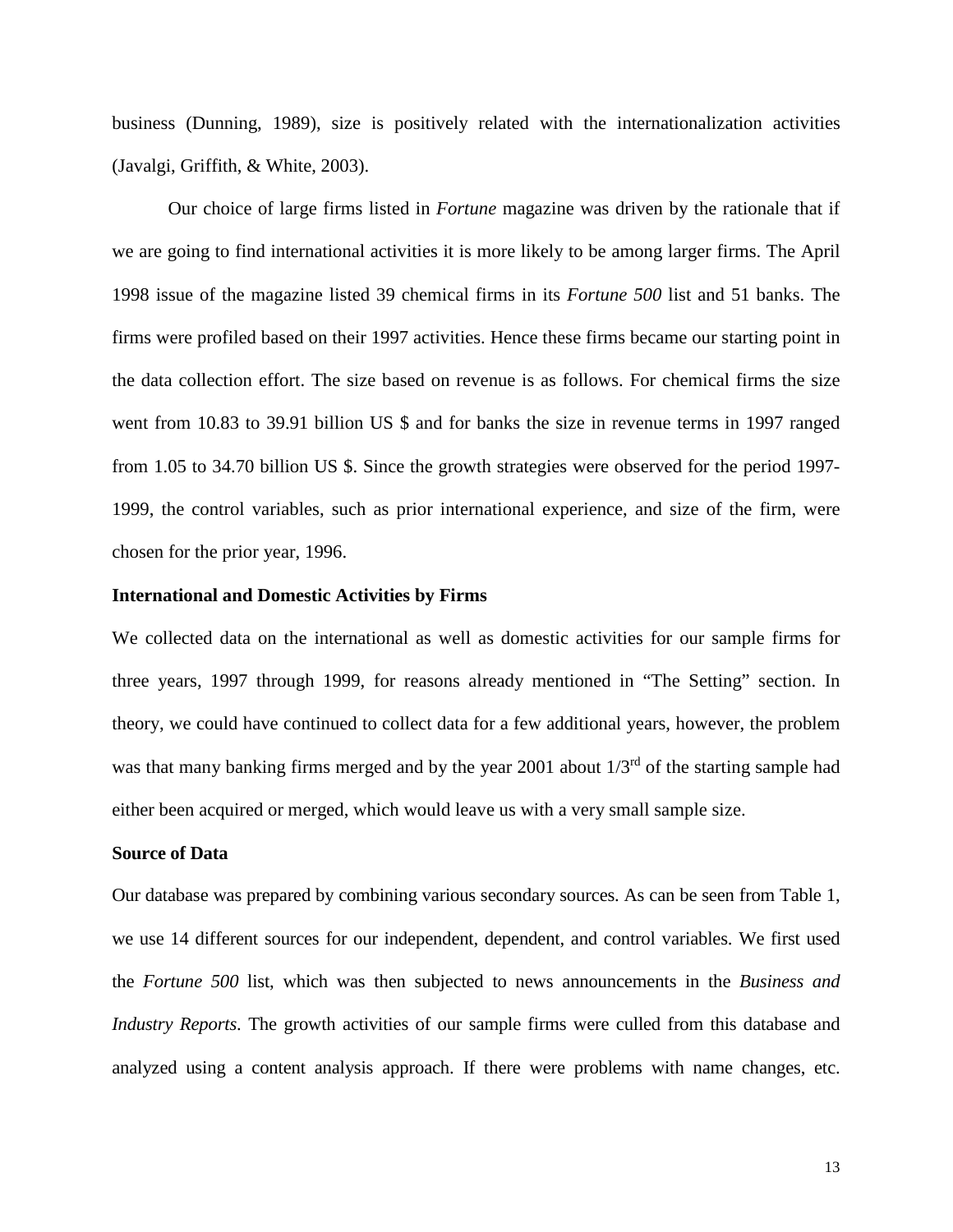business (Dunning, 1989), size is positively related with the internationalization activities (Javalgi, Griffith, & White, 2003).

Our choice of large firms listed in *Fortune* magazine was driven by the rationale that if we are going to find international activities it is more likely to be among larger firms. The April 1998 issue of the magazine listed 39 chemical firms in its *Fortune 500* list and 51 banks. The firms were profiled based on their 1997 activities. Hence these firms became our starting point in the data collection effort. The size based on revenue is as follows. For chemical firms the size went from 10.83 to 39.91 billion US $ and for banks the size in revenue terms in 1997 ranged from 1.05 to 34.70 billion US $. Since the growth strategies were observed for the period 1997-1999, the control variables, such as prior international experience, and size of the firm, were chosen for the prior year, 1996.

**International and Domestic Activities by Firms**

We collected data on the international as well as domestic activities for our sample firms for three years, 1997 through 1999, for reasons already mentioned in "The Setting" section. In theory, we could have continued to collect data for a few additional years, however, the problem was that many banking firms merged and by the year 2001 about 1/3rd of the starting sample had either been acquired or merged, which would leave us with a very small sample size.

**Source of Data**

Our database was prepared by combining various secondary sources. As can be seen from Table 1, we use 14 different sources for our independent, dependent, and control variables. We first used the *Fortune 500* list, which was then subjected to news announcements in the *Business and Industry Reports*. The growth activities of our sample firms were culled from this database and analyzed using a content analysis approach. If there were problems with name changes, etc.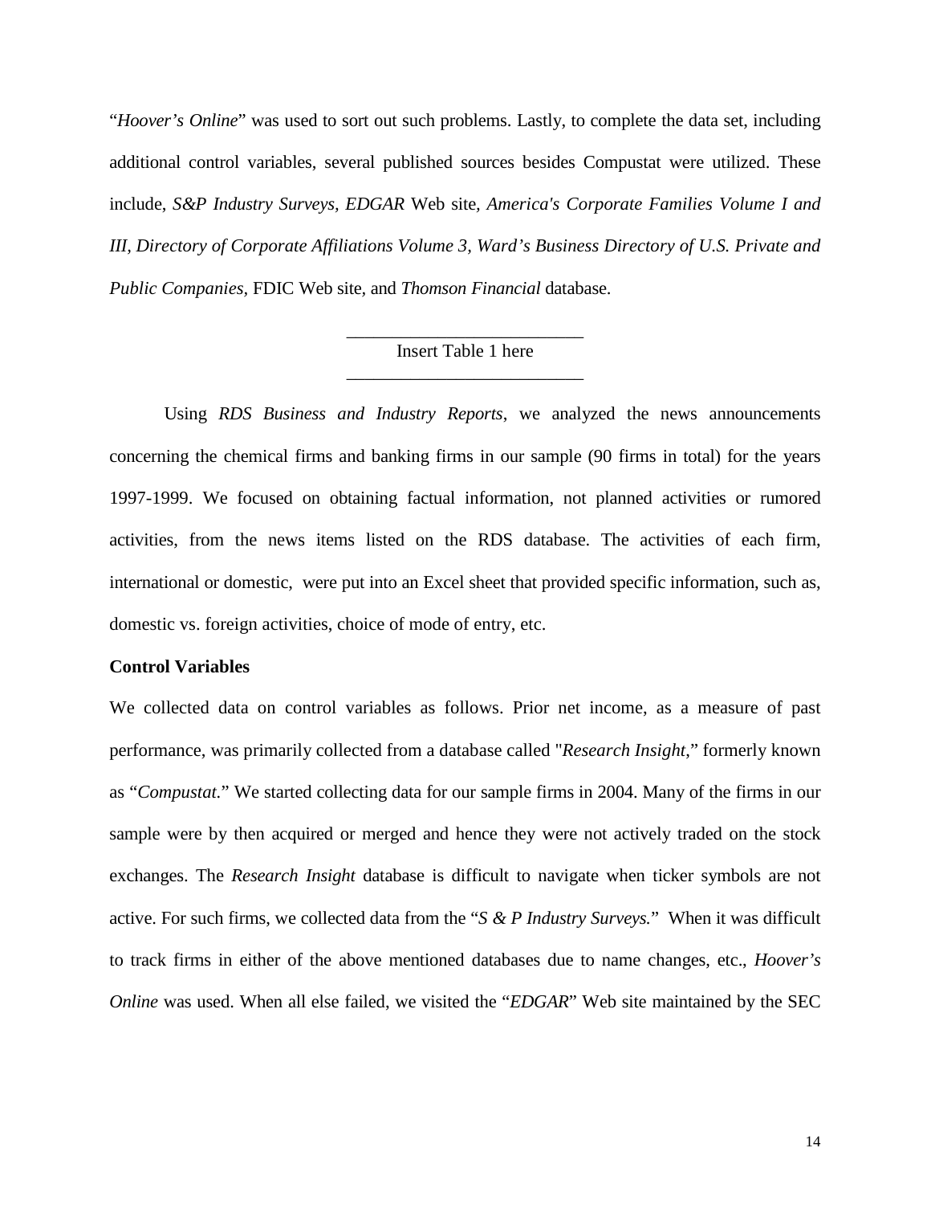"*Hoover's Online*" was used to sort out such problems. Lastly, to complete the data set, including additional control variables, several published sources besides Compustat were utilized. These include, *S&P Industry Surveys, EDGAR* Web site, *America's Corporate Families Volume I and III, Directory of Corporate Affiliations Volume 3, Ward's Business Directory of U.S. Private and Public Companies,* FDIC Web site, and *Thomson Financial* database.

Insert Table 1 here

Using *RDS Business and Industry Reports*, we analyzed the news announcements concerning the chemical firms and banking firms in our sample (90 firms in total) for the years 1997-1999. We focused on obtaining factual information, not planned activities or rumored activities, from the news items listed on the RDS database. The activities of each firm, international or domestic, were put into an Excel sheet that provided specific information, such as, domestic vs. foreign activities, choice of mode of entry, etc.

**Control Variables**

We collected data on control variables as follows. Prior net income, as a measure of past performance, was primarily collected from a database called "*Research Insight*," formerly known as "*Compustat*." We started collecting data for our sample firms in 2004. Many of the firms in our sample were by then acquired or merged and hence they were not actively traded on the stock exchanges. The *Research Insight* database is difficult to navigate when ticker symbols are not active. For such firms, we collected data from the "*S & P Industry Surveys.*" When it was difficult to track firms in either of the above mentioned databases due to name changes, etc., *Hoover's Online* was used. When all else failed, we visited the "*EDGAR*" Web site maintained by the SEC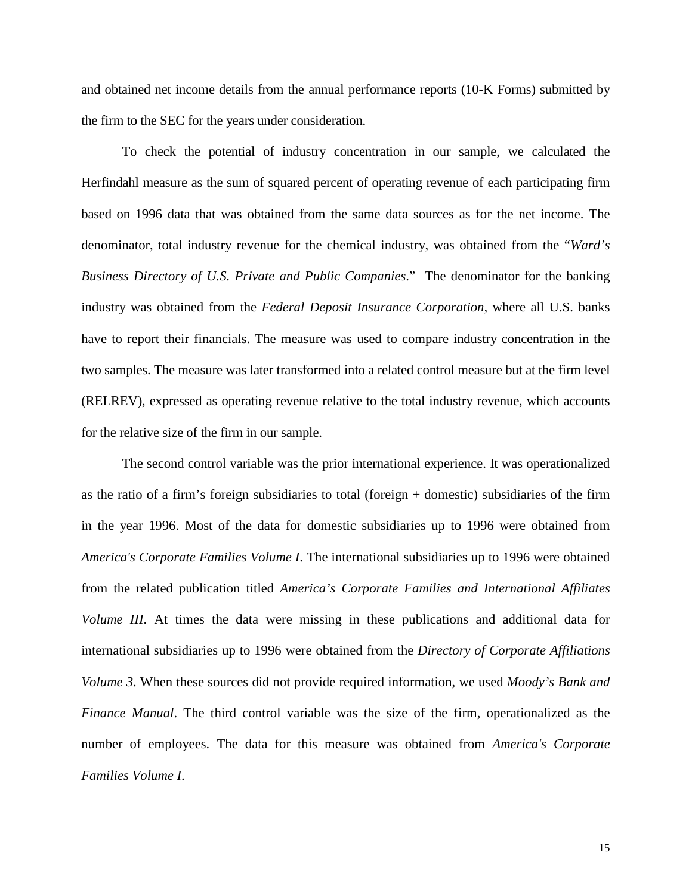and obtained net income details from the annual performance reports (10-K Forms) submitted by the firm to the SEC for the years under consideration.

To check the potential of industry concentration in our sample, we calculated the Herfindahl measure as the sum of squared percent of operating revenue of each participating firm based on 1996 data that was obtained from the same data sources as for the net income. The denominator, total industry revenue for the chemical industry, was obtained from the "*Ward's Business Directory of U.S. Private and Public Companies*." The denominator for the banking industry was obtained from the *Federal Deposit Insurance Corporation,* where all U.S. banks have to report their financials. The measure was used to compare industry concentration in the two samples. The measure was later transformed into a related control measure but at the firm level (RELREV), expressed as operating revenue relative to the total industry revenue, which accounts for the relative size of the firm in our sample.

The second control variable was the prior international experience. It was operationalized as the ratio of a firm's foreign subsidiaries to total (foreign + domestic) subsidiaries of the firm in the year 1996. Most of the data for domestic subsidiaries up to 1996 were obtained from *America's Corporate Families Volume I*. The international subsidiaries up to 1996 were obtained from the related publication titled *America's Corporate Families and International Affiliates Volume III*. At times the data were missing in these publications and additional data for international subsidiaries up to 1996 were obtained from the *Directory of Corporate Affiliations Volume 3*. When these sources did not provide required information, we used *Moody's Bank and Finance Manual*. The third control variable was the size of the firm, operationalized as the number of employees. The data for this measure was obtained from *America's Corporate Families Volume I*.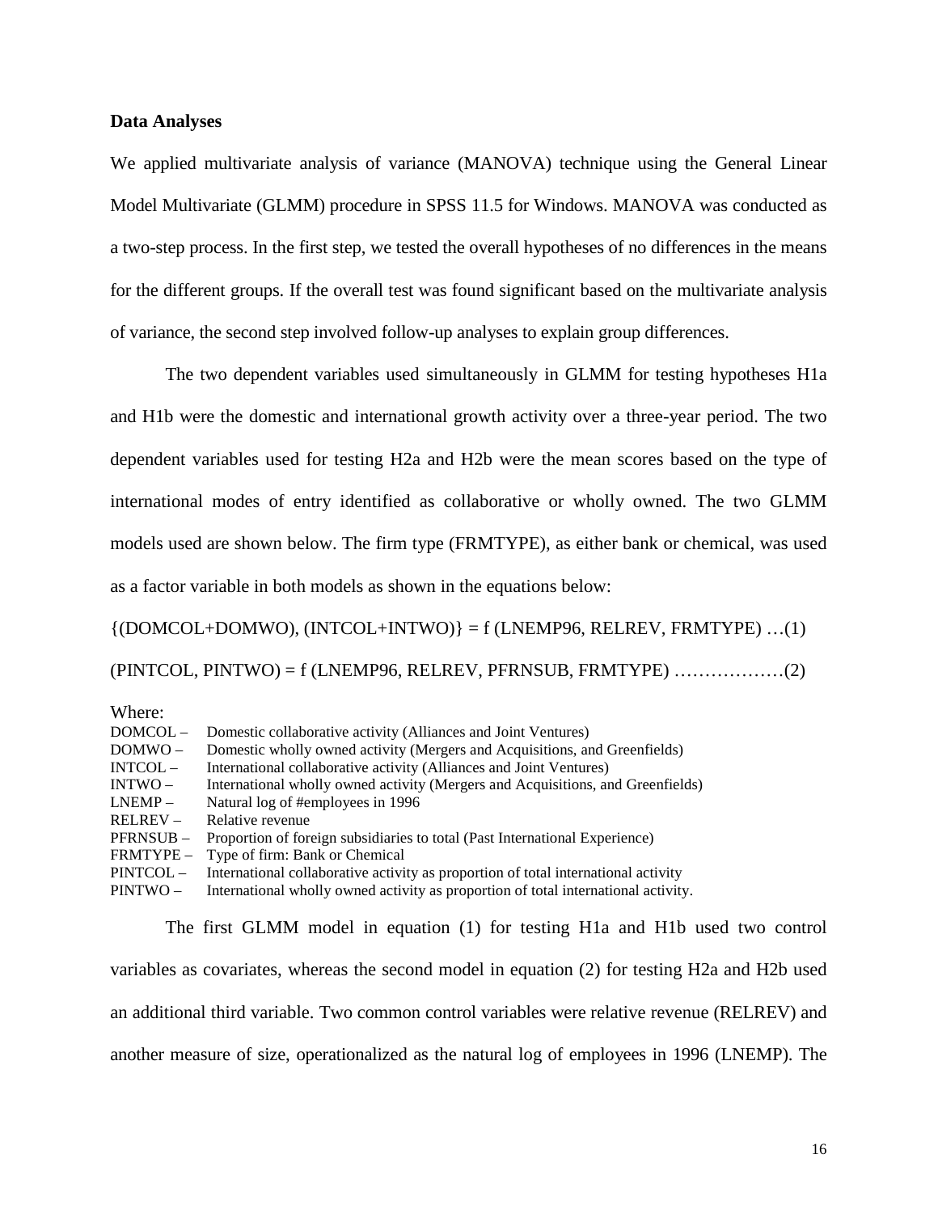**Data Analyses**

We applied multivariate analysis of variance (MANOVA) technique using the General Linear Model Multivariate (GLMM) procedure in SPSS 11.5 for Windows. MANOVA was conducted as a two-step process. In the first step, we tested the overall hypotheses of no differences in the means for the different groups. If the overall test was found significant based on the multivariate analysis of variance, the second step involved follow-up analyses to explain group differences.

The two dependent variables used simultaneously in GLMM for testing hypotheses H1a and H1b were the domestic and international growth activity over a three-year period. The two dependent variables used for testing H2a and H2b were the mean scores based on the type of international modes of entry identified as collaborative or wholly owned. The two GLMM models used are shown below. The firm type (FRMTYPE), as either bank or chemical, was used as a factor variable in both models as shown in the equations below:

{(DOMCOL+DOMWO), (INTCOL+INTWO)} = f (LNEMP96, RELREV, FRMTYPE) …(1)

(PINTCOL, PINTWO) = f (LNEMP96, RELREV, PFRNSUB, FRMTYPE) ………………(2)

Where:

| | |
|---|---|
| DOMCOL – | Domestic collaborative activity (Alliances and Joint Ventures) |
| DOMWO – | Domestic wholly owned activity (Mergers and Acquisitions, and Greenfields) |
| INTCOL – | International collaborative activity (Alliances and Joint Ventures) |
| INTWO – | International wholly owned activity (Mergers and Acquisitions, and Greenfields) |
| LNEMP – | Natural log of #employees in 1996 |
| RELREV – | Relative revenue |
| PFRNSUB – | Proportion of foreign subsidiaries to total (Past International Experience) |
| FRMTYPE – | Type of firm: Bank or Chemical |
| PINTCOL – | International collaborative activity as proportion of total international activity |
| PINTWO – | International wholly owned activity as proportion of total international activity. |

The first GLMM model in equation (1) for testing H1a and H1b used two control variables as covariates, whereas the second model in equation (2) for testing H2a and H2b used an additional third variable. Two common control variables were relative revenue (RELREV) and another measure of size, operationalized as the natural log of employees in 1996 (LNEMP). The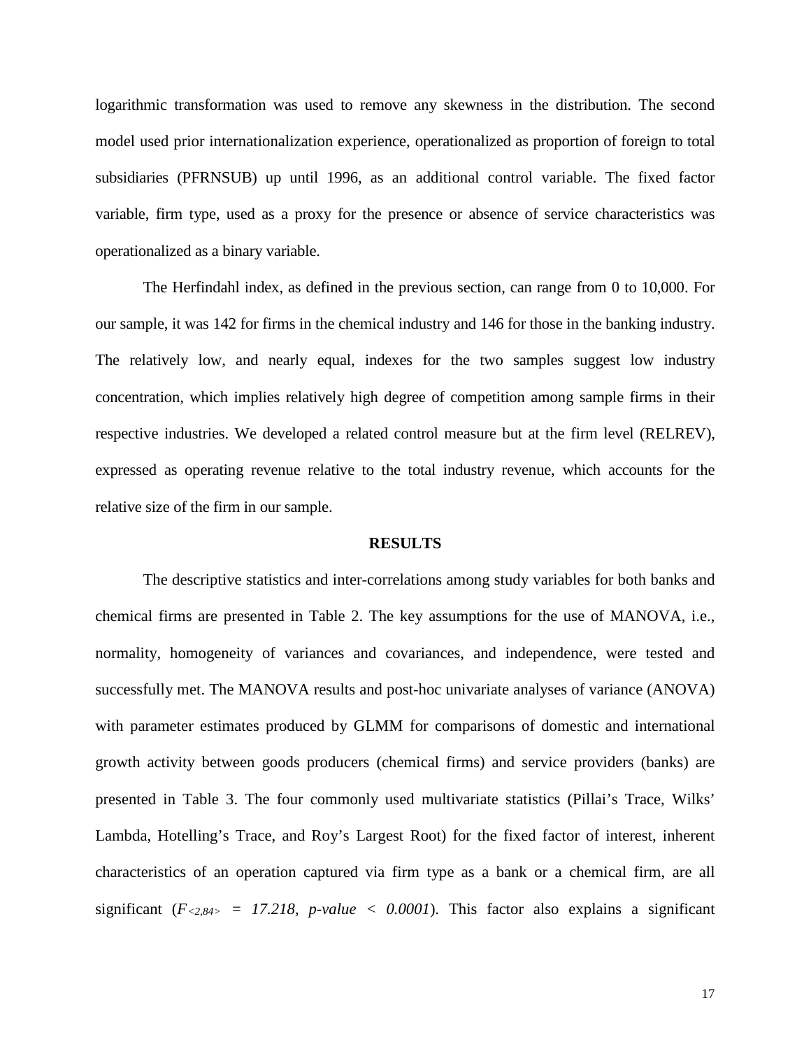logarithmic transformation was used to remove any skewness in the distribution. The second model used prior internationalization experience, operationalized as proportion of foreign to total subsidiaries (PFRNSUB) up until 1996, as an additional control variable. The fixed factor variable, firm type, used as a proxy for the presence or absence of service characteristics was operationalized as a binary variable.

The Herfindahl index, as defined in the previous section, can range from 0 to 10,000. For our sample, it was 142 for firms in the chemical industry and 146 for those in the banking industry. The relatively low, and nearly equal, indexes for the two samples suggest low industry concentration, which implies relatively high degree of competition among sample firms in their respective industries. We developed a related control measure but at the firm level (RELREV), expressed as operating revenue relative to the total industry revenue, which accounts for the relative size of the firm in our sample.

## RESULTS

The descriptive statistics and inter-correlations among study variables for both banks and chemical firms are presented in Table 2. The key assumptions for the use of MANOVA, i.e., normality, homogeneity of variances and covariances, and independence, were tested and successfully met. The MANOVA results and post-hoc univariate analyses of variance (ANOVA) with parameter estimates produced by GLMM for comparisons of domestic and international growth activity between goods producers (chemical firms) and service providers (banks) are presented in Table 3. The four commonly used multivariate statistics (Pillai's Trace, Wilks' Lambda, Hotelling's Trace, and Roy's Largest Root) for the fixed factor of interest, inherent characteristics of an operation captured via firm type as a bank or a chemical firm, are all significant ($F_{<2,84>} = 17.218$, $p\text{-value} < 0.0001$). This factor also explains a significant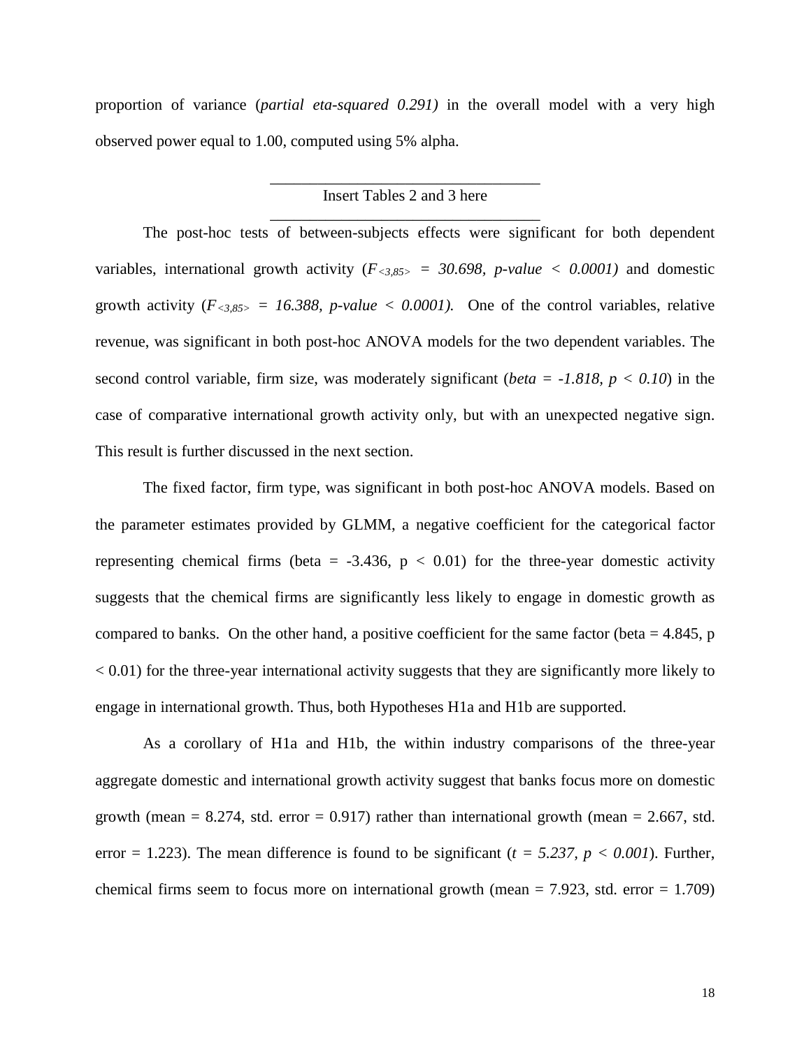proportion of variance (*partial eta-squared 0.291)* in the overall model with a very high observed power equal to 1.00, computed using 5% alpha.

Insert Tables 2 and 3 here

The post-hoc tests of between-subjects effects were significant for both dependent variables, international growth activity ($F_{<3,85>}$ *= 30.698, p-value < 0.0001)* and domestic growth activity ($F_{<3,85>}$ *= 16.388, p-value < 0.0001).* One of the control variables, relative revenue, was significant in both post-hoc ANOVA models for the two dependent variables. The second control variable, firm size, was moderately significant (*beta = -1.818, p < 0.10*) in the case of comparative international growth activity only, but with an unexpected negative sign. This result is further discussed in the next section.

The fixed factor, firm type, was significant in both post-hoc ANOVA models. Based on the parameter estimates provided by GLMM, a negative coefficient for the categorical factor representing chemical firms (beta = -3.436, p < 0.01) for the three-year domestic activity suggests that the chemical firms are significantly less likely to engage in domestic growth as compared to banks. On the other hand, a positive coefficient for the same factor (beta = 4.845, p < 0.01) for the three-year international activity suggests that they are significantly more likely to engage in international growth. Thus, both Hypotheses H1a and H1b are supported.

As a corollary of H1a and H1b, the within industry comparisons of the three-year aggregate domestic and international growth activity suggest that banks focus more on domestic growth (mean = 8.274, std. error = 0.917) rather than international growth (mean = 2.667, std. error = 1.223). The mean difference is found to be significant (*t = 5.237, p < 0.001*). Further, chemical firms seem to focus more on international growth (mean = 7.923, std. error = 1.709)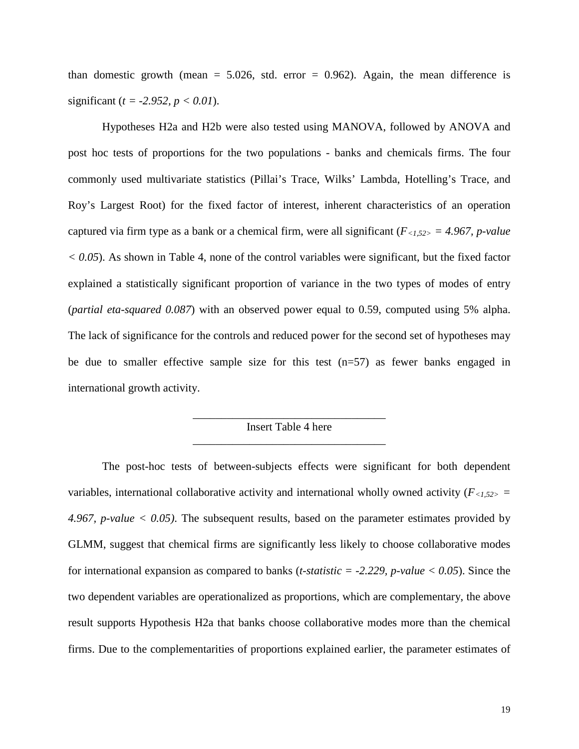than domestic growth (mean = 5.026, std. error = 0.962). Again, the mean difference is significant ($t = -2.952, p < 0.01$).

Hypotheses H2a and H2b were also tested using MANOVA, followed by ANOVA and post hoc tests of proportions for the two populations - banks and chemicals firms. The four commonly used multivariate statistics (Pillai's Trace, Wilks' Lambda, Hotelling's Trace, and Roy's Largest Root) for the fixed factor of interest, inherent characteristics of an operation captured via firm type as a bank or a chemical firm, were all significant ($F_{<1,52>} = 4.967$, *p-value* $< 0.05$). As shown in Table 4, none of the control variables were significant, but the fixed factor explained a statistically significant proportion of variance in the two types of modes of entry (*partial eta-squared 0.087*) with an observed power equal to 0.59, computed using 5% alpha. The lack of significance for the controls and reduced power for the second set of hypotheses may be due to smaller effective sample size for this test (n=57) as fewer banks engaged in international growth activity.

Insert Table 4 here

The post-hoc tests of between-subjects effects were significant for both dependent variables, international collaborative activity and international wholly owned activity ($F_{<1,52>} = 4.967$, *p-value* $< 0.05$). The subsequent results, based on the parameter estimates provided by GLMM, suggest that chemical firms are significantly less likely to choose collaborative modes for international expansion as compared to banks (*t-statistic* $= -2.229$, *p-value* $< 0.05$). Since the two dependent variables are operationalized as proportions, which are complementary, the above result supports Hypothesis H2a that banks choose collaborative modes more than the chemical firms. Due to the complementarities of proportions explained earlier, the parameter estimates of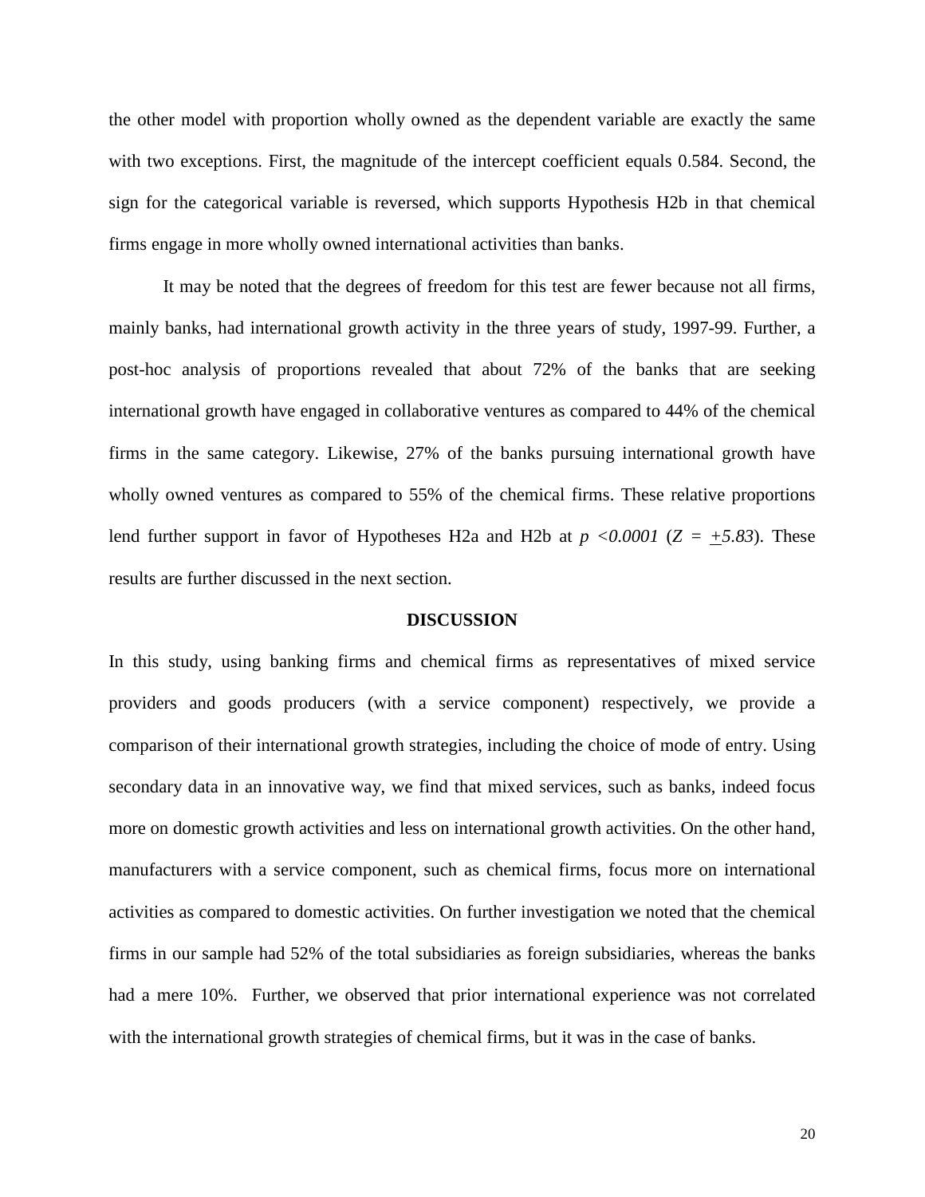the other model with proportion wholly owned as the dependent variable are exactly the same with two exceptions. First, the magnitude of the intercept coefficient equals 0.584. Second, the sign for the categorical variable is reversed, which supports Hypothesis H2b in that chemical firms engage in more wholly owned international activities than banks.

It may be noted that the degrees of freedom for this test are fewer because not all firms, mainly banks, had international growth activity in the three years of study, 1997-99. Further, a post-hoc analysis of proportions revealed that about 72% of the banks that are seeking international growth have engaged in collaborative ventures as compared to 44% of the chemical firms in the same category. Likewise, 27% of the banks pursuing international growth have wholly owned ventures as compared to 55% of the chemical firms. These relative proportions lend further support in favor of Hypotheses H2a and H2b at $p < 0.0001$ ($Z = \pm 5.83$). These results are further discussed in the next section.

## DISCUSSION

In this study, using banking firms and chemical firms as representatives of mixed service providers and goods producers (with a service component) respectively, we provide a comparison of their international growth strategies, including the choice of mode of entry. Using secondary data in an innovative way, we find that mixed services, such as banks, indeed focus more on domestic growth activities and less on international growth activities. On the other hand, manufacturers with a service component, such as chemical firms, focus more on international activities as compared to domestic activities. On further investigation we noted that the chemical firms in our sample had 52% of the total subsidiaries as foreign subsidiaries, whereas the banks had a mere 10%. Further, we observed that prior international experience was not correlated with the international growth strategies of chemical firms, but it was in the case of banks.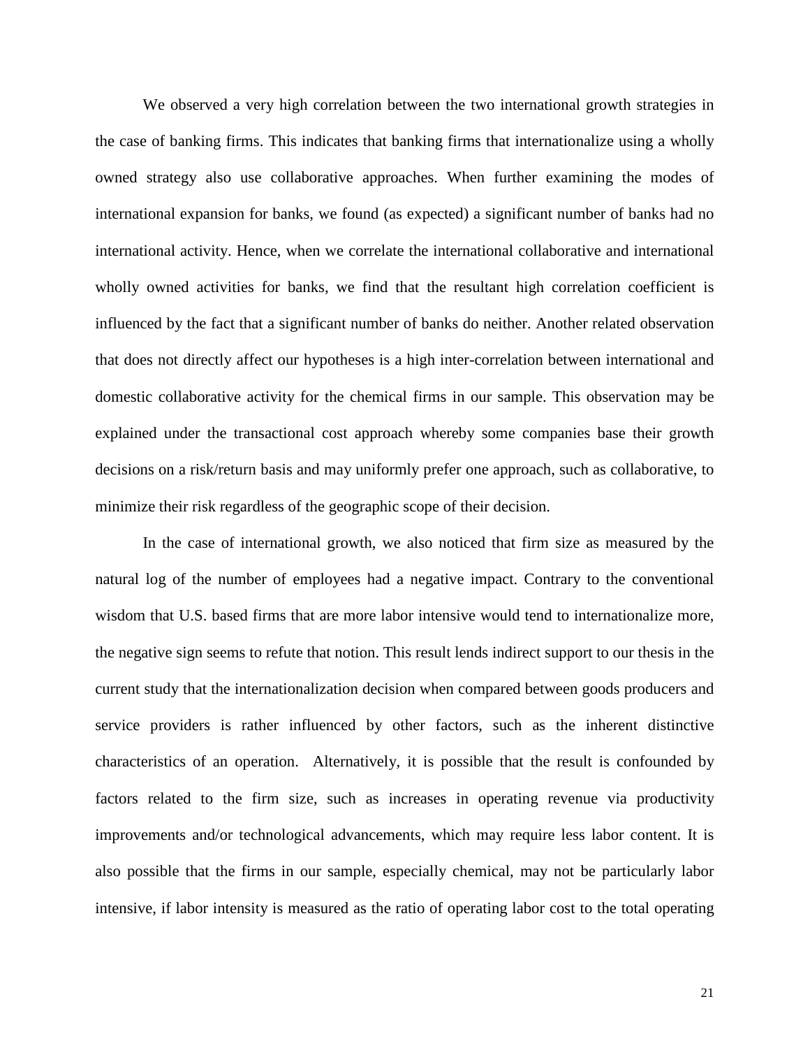We observed a very high correlation between the two international growth strategies in the case of banking firms. This indicates that banking firms that internationalize using a wholly owned strategy also use collaborative approaches. When further examining the modes of international expansion for banks, we found (as expected) a significant number of banks had no international activity. Hence, when we correlate the international collaborative and international wholly owned activities for banks, we find that the resultant high correlation coefficient is influenced by the fact that a significant number of banks do neither. Another related observation that does not directly affect our hypotheses is a high inter-correlation between international and domestic collaborative activity for the chemical firms in our sample. This observation may be explained under the transactional cost approach whereby some companies base their growth decisions on a risk/return basis and may uniformly prefer one approach, such as collaborative, to minimize their risk regardless of the geographic scope of their decision.

In the case of international growth, we also noticed that firm size as measured by the natural log of the number of employees had a negative impact. Contrary to the conventional wisdom that U.S. based firms that are more labor intensive would tend to internationalize more, the negative sign seems to refute that notion. This result lends indirect support to our thesis in the current study that the internationalization decision when compared between goods producers and service providers is rather influenced by other factors, such as the inherent distinctive characteristics of an operation. Alternatively, it is possible that the result is confounded by factors related to the firm size, such as increases in operating revenue via productivity improvements and/or technological advancements, which may require less labor content. It is also possible that the firms in our sample, especially chemical, may not be particularly labor intensive, if labor intensity is measured as the ratio of operating labor cost to the total operating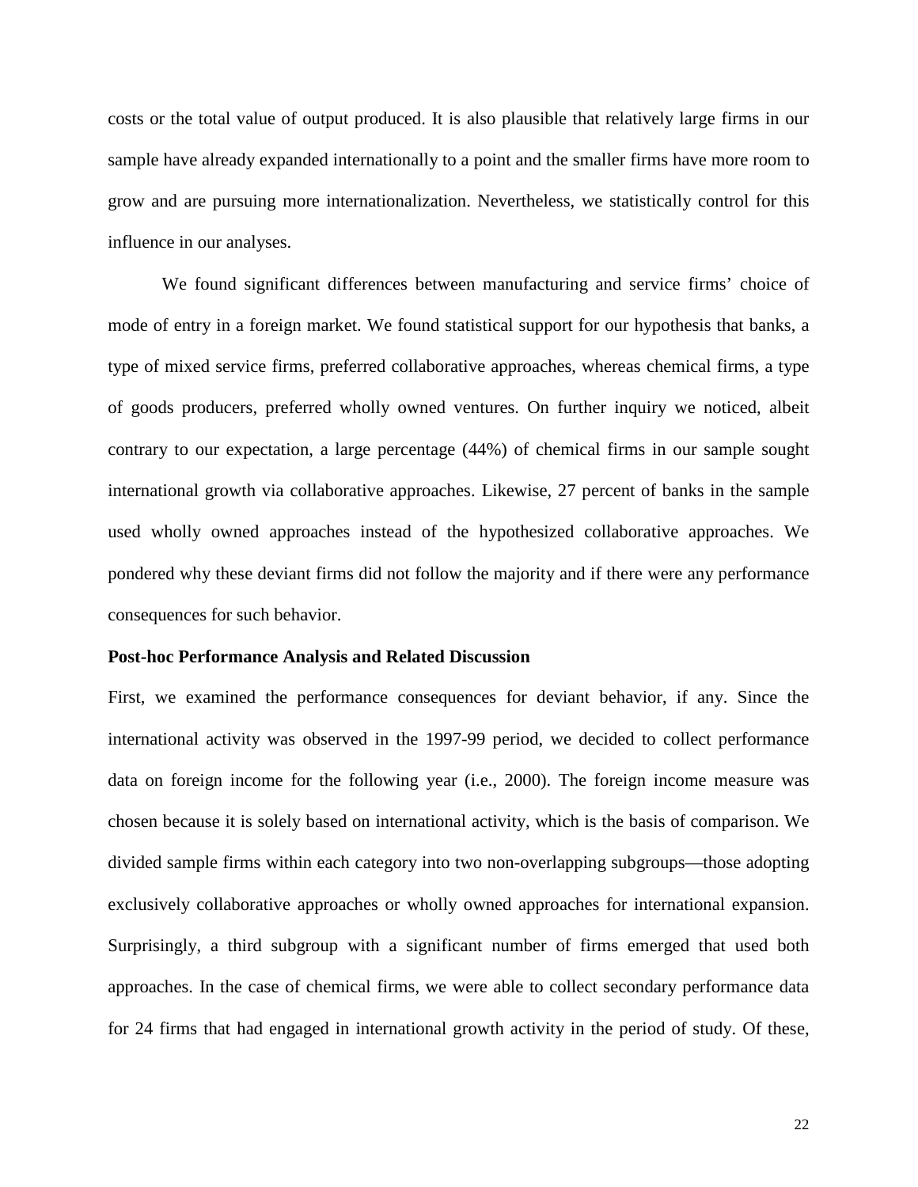costs or the total value of output produced. It is also plausible that relatively large firms in our sample have already expanded internationally to a point and the smaller firms have more room to grow and are pursuing more internationalization. Nevertheless, we statistically control for this influence in our analyses.

We found significant differences between manufacturing and service firms' choice of mode of entry in a foreign market. We found statistical support for our hypothesis that banks, a type of mixed service firms, preferred collaborative approaches, whereas chemical firms, a type of goods producers, preferred wholly owned ventures. On further inquiry we noticed, albeit contrary to our expectation, a large percentage (44%) of chemical firms in our sample sought international growth via collaborative approaches. Likewise, 27 percent of banks in the sample used wholly owned approaches instead of the hypothesized collaborative approaches. We pondered why these deviant firms did not follow the majority and if there were any performance consequences for such behavior.

**Post-hoc Performance Analysis and Related Discussion**

First, we examined the performance consequences for deviant behavior, if any. Since the international activity was observed in the 1997-99 period, we decided to collect performance data on foreign income for the following year (i.e., 2000). The foreign income measure was chosen because it is solely based on international activity, which is the basis of comparison. We divided sample firms within each category into two non-overlapping subgroups—those adopting exclusively collaborative approaches or wholly owned approaches for international expansion. Surprisingly, a third subgroup with a significant number of firms emerged that used both approaches. In the case of chemical firms, we were able to collect secondary performance data for 24 firms that had engaged in international growth activity in the period of study. Of these,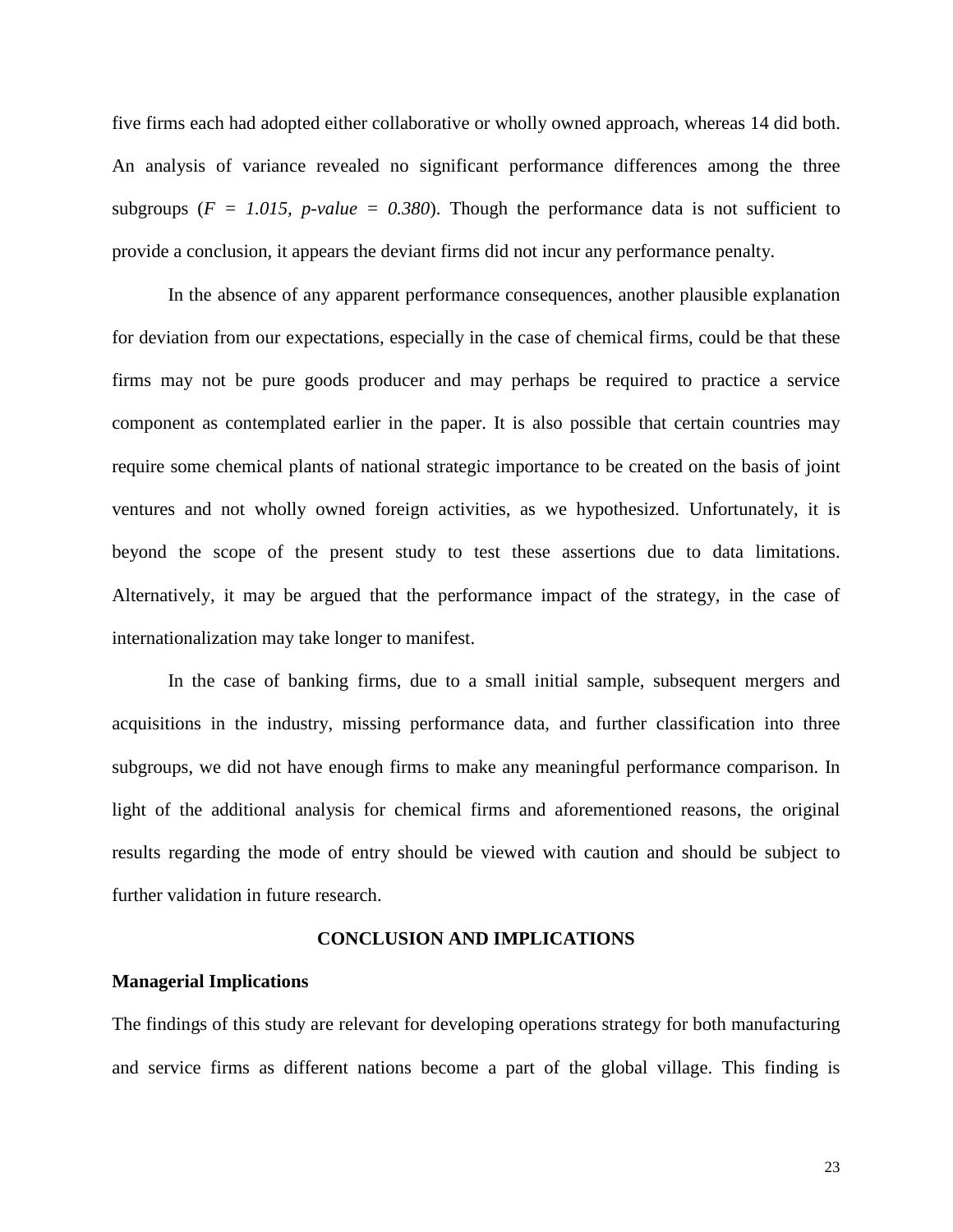five firms each had adopted either collaborative or wholly owned approach, whereas 14 did both. An analysis of variance revealed no significant performance differences among the three subgroups (*F = 1.015, p-value = 0.380*). Though the performance data is not sufficient to provide a conclusion, it appears the deviant firms did not incur any performance penalty.

In the absence of any apparent performance consequences, another plausible explanation for deviation from our expectations, especially in the case of chemical firms, could be that these firms may not be pure goods producer and may perhaps be required to practice a service component as contemplated earlier in the paper. It is also possible that certain countries may require some chemical plants of national strategic importance to be created on the basis of joint ventures and not wholly owned foreign activities, as we hypothesized. Unfortunately, it is beyond the scope of the present study to test these assertions due to data limitations. Alternatively, it may be argued that the performance impact of the strategy, in the case of internationalization may take longer to manifest.

In the case of banking firms, due to a small initial sample, subsequent mergers and acquisitions in the industry, missing performance data, and further classification into three subgroups, we did not have enough firms to make any meaningful performance comparison. In light of the additional analysis for chemical firms and aforementioned reasons, the original results regarding the mode of entry should be viewed with caution and should be subject to further validation in future research.

## CONCLUSION AND IMPLICATIONS

### Managerial Implications

The findings of this study are relevant for developing operations strategy for both manufacturing and service firms as different nations become a part of the global village. This finding is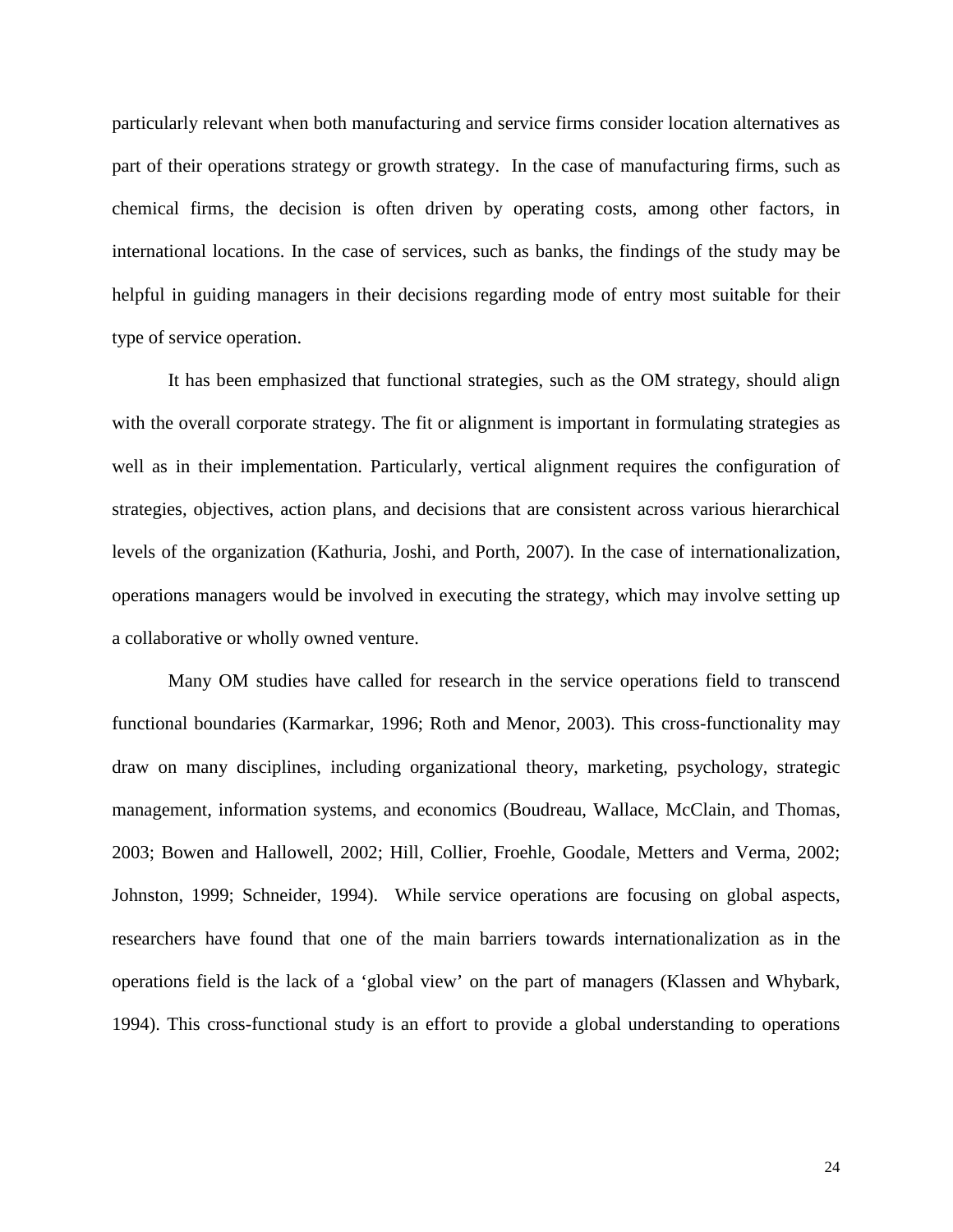particularly relevant when both manufacturing and service firms consider location alternatives as part of their operations strategy or growth strategy. In the case of manufacturing firms, such as chemical firms, the decision is often driven by operating costs, among other factors, in international locations. In the case of services, such as banks, the findings of the study may be helpful in guiding managers in their decisions regarding mode of entry most suitable for their type of service operation.

It has been emphasized that functional strategies, such as the OM strategy, should align with the overall corporate strategy. The fit or alignment is important in formulating strategies as well as in their implementation. Particularly, vertical alignment requires the configuration of strategies, objectives, action plans, and decisions that are consistent across various hierarchical levels of the organization (Kathuria, Joshi, and Porth, 2007). In the case of internationalization, operations managers would be involved in executing the strategy, which may involve setting up a collaborative or wholly owned venture.

Many OM studies have called for research in the service operations field to transcend functional boundaries (Karmarkar, 1996; Roth and Menor, 2003). This cross-functionality may draw on many disciplines, including organizational theory, marketing, psychology, strategic management, information systems, and economics (Boudreau, Wallace, McClain, and Thomas, 2003; Bowen and Hallowell, 2002; Hill, Collier, Froehle, Goodale, Metters and Verma, 2002; Johnston, 1999; Schneider, 1994). While service operations are focusing on global aspects, researchers have found that one of the main barriers towards internationalization as in the operations field is the lack of a 'global view' on the part of managers (Klassen and Whybark, 1994). This cross-functional study is an effort to provide a global understanding to operations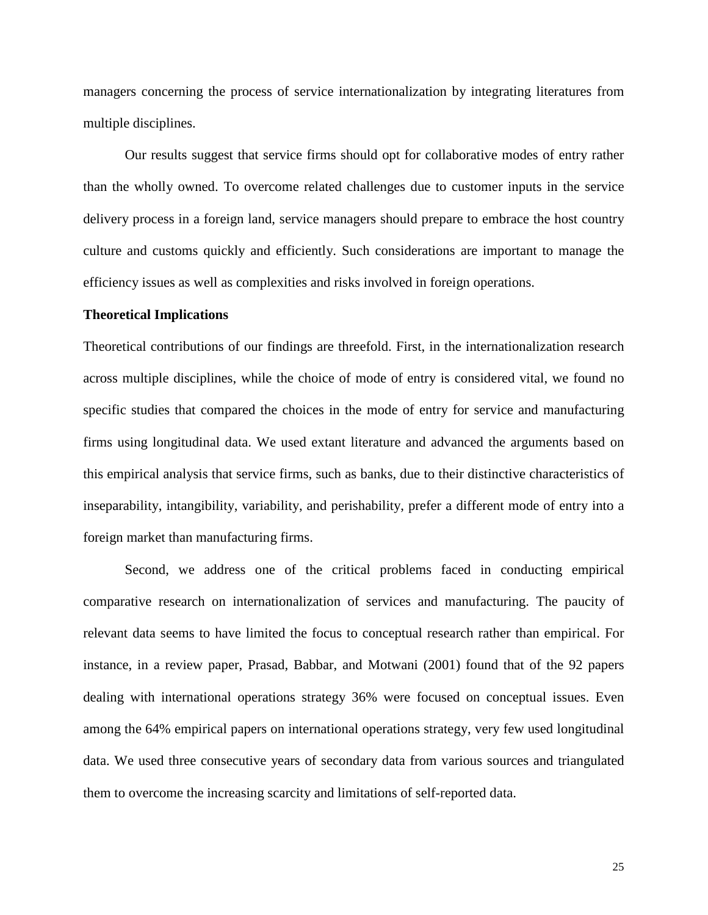managers concerning the process of service internationalization by integrating literatures from multiple disciplines.

Our results suggest that service firms should opt for collaborative modes of entry rather than the wholly owned. To overcome related challenges due to customer inputs in the service delivery process in a foreign land, service managers should prepare to embrace the host country culture and customs quickly and efficiently. Such considerations are important to manage the efficiency issues as well as complexities and risks involved in foreign operations.

**Theoretical Implications**

Theoretical contributions of our findings are threefold. First, in the internationalization research across multiple disciplines, while the choice of mode of entry is considered vital, we found no specific studies that compared the choices in the mode of entry for service and manufacturing firms using longitudinal data. We used extant literature and advanced the arguments based on this empirical analysis that service firms, such as banks, due to their distinctive characteristics of inseparability, intangibility, variability, and perishability, prefer a different mode of entry into a foreign market than manufacturing firms.

Second, we address one of the critical problems faced in conducting empirical comparative research on internationalization of services and manufacturing. The paucity of relevant data seems to have limited the focus to conceptual research rather than empirical. For instance, in a review paper, Prasad, Babbar, and Motwani (2001) found that of the 92 papers dealing with international operations strategy 36% were focused on conceptual issues. Even among the 64% empirical papers on international operations strategy, very few used longitudinal data. We used three consecutive years of secondary data from various sources and triangulated them to overcome the increasing scarcity and limitations of self-reported data.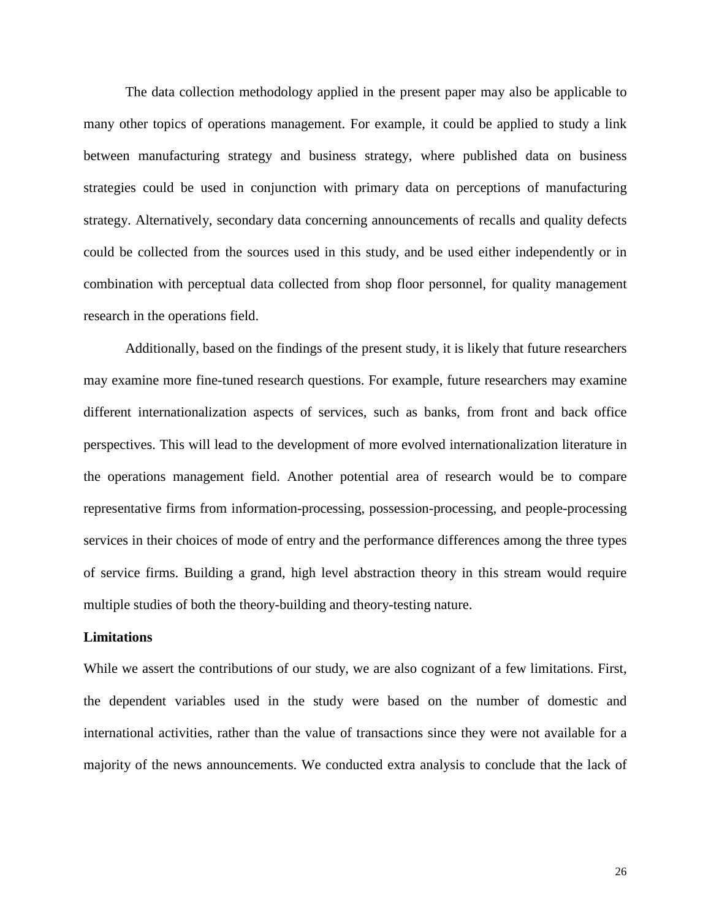The data collection methodology applied in the present paper may also be applicable to many other topics of operations management. For example, it could be applied to study a link between manufacturing strategy and business strategy, where published data on business strategies could be used in conjunction with primary data on perceptions of manufacturing strategy. Alternatively, secondary data concerning announcements of recalls and quality defects could be collected from the sources used in this study, and be used either independently or in combination with perceptual data collected from shop floor personnel, for quality management research in the operations field.

Additionally, based on the findings of the present study, it is likely that future researchers may examine more fine-tuned research questions. For example, future researchers may examine different internationalization aspects of services, such as banks, from front and back office perspectives. This will lead to the development of more evolved internationalization literature in the operations management field. Another potential area of research would be to compare representative firms from information-processing, possession-processing, and people-processing services in their choices of mode of entry and the performance differences among the three types of service firms. Building a grand, high level abstraction theory in this stream would require multiple studies of both the theory-building and theory-testing nature.

**Limitations**

While we assert the contributions of our study, we are also cognizant of a few limitations. First, the dependent variables used in the study were based on the number of domestic and international activities, rather than the value of transactions since they were not available for a majority of the news announcements. We conducted extra analysis to conclude that the lack of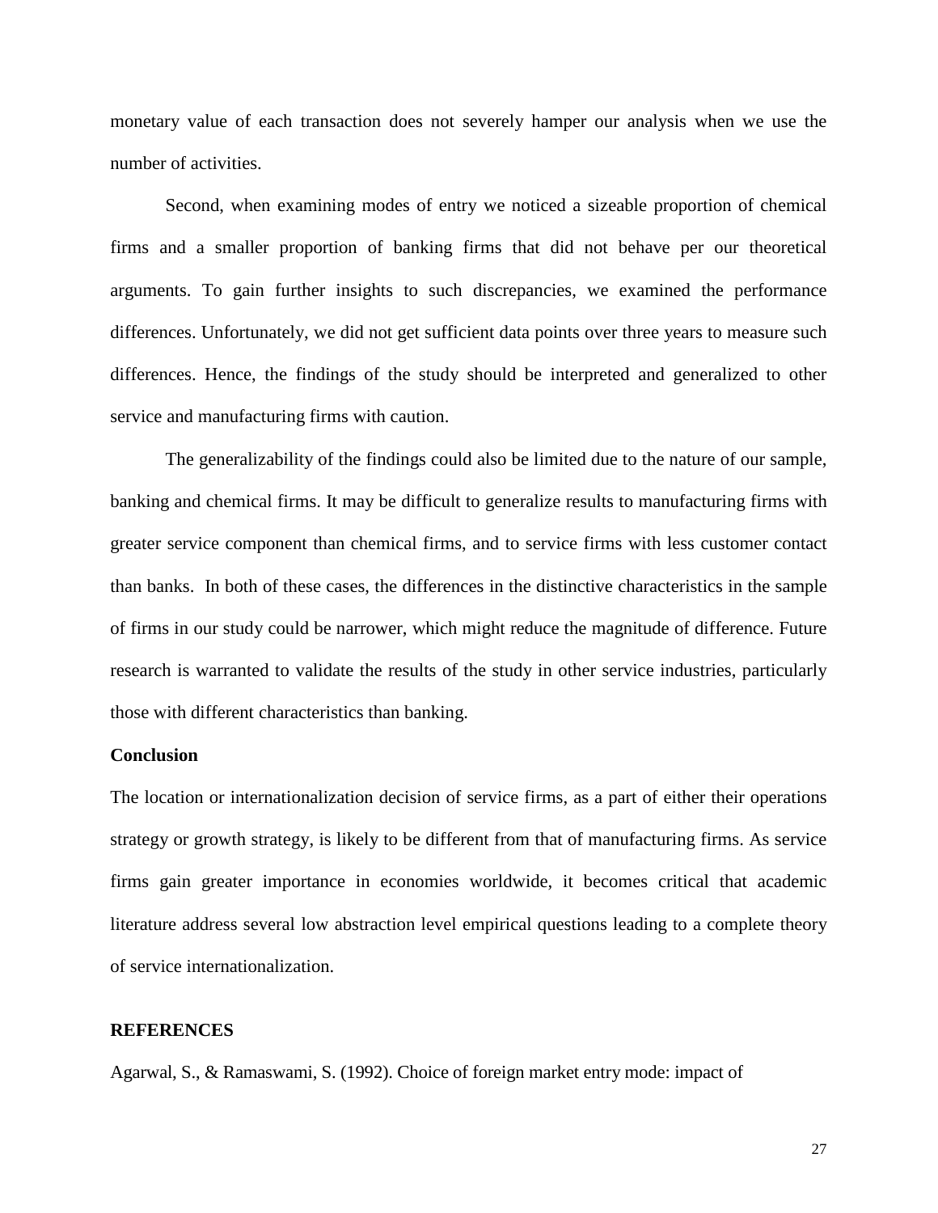monetary value of each transaction does not severely hamper our analysis when we use the number of activities.

Second, when examining modes of entry we noticed a sizeable proportion of chemical firms and a smaller proportion of banking firms that did not behave per our theoretical arguments. To gain further insights to such discrepancies, we examined the performance differences. Unfortunately, we did not get sufficient data points over three years to measure such differences. Hence, the findings of the study should be interpreted and generalized to other service and manufacturing firms with caution.

The generalizability of the findings could also be limited due to the nature of our sample, banking and chemical firms. It may be difficult to generalize results to manufacturing firms with greater service component than chemical firms, and to service firms with less customer contact than banks. In both of these cases, the differences in the distinctive characteristics in the sample of firms in our study could be narrower, which might reduce the magnitude of difference. Future research is warranted to validate the results of the study in other service industries, particularly those with different characteristics than banking.

**Conclusion**

The location or internationalization decision of service firms, as a part of either their operations strategy or growth strategy, is likely to be different from that of manufacturing firms. As service firms gain greater importance in economies worldwide, it becomes critical that academic literature address several low abstraction level empirical questions leading to a complete theory of service internationalization.

## REFERENCES

Agarwal, S., & Ramaswami, S. (1992). Choice of foreign market entry mode: impact of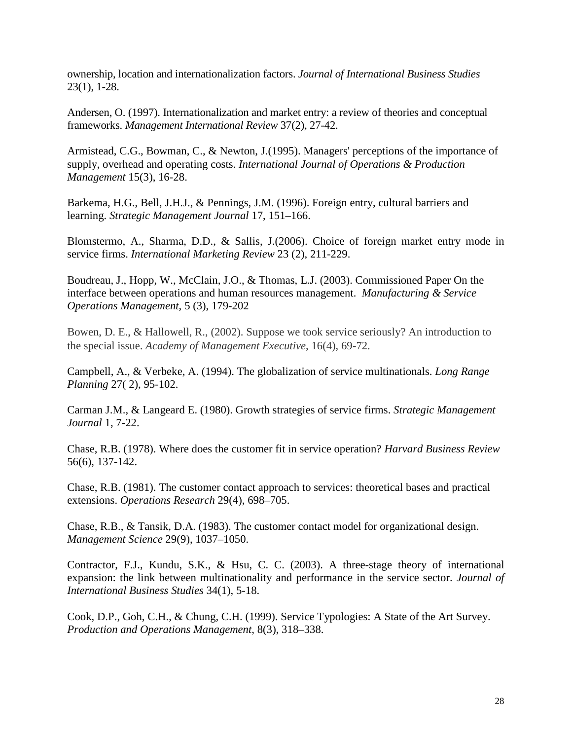ownership, location and internationalization factors. *Journal of International Business Studies* 23(1), 1-28.

Andersen, O. (1997). Internationalization and market entry: a review of theories and conceptual frameworks. *Management International Review* 37(2), 27-42.

Armistead, C.G., Bowman, C., & Newton, J.(1995). Managers' perceptions of the importance of supply, overhead and operating costs. *International Journal of Operations & Production Management* 15(3), 16-28.

Barkema, H.G., Bell, J.H.J., & Pennings, J.M. (1996). Foreign entry, cultural barriers and learning. *Strategic Management Journal* 17, 151–166.

Blomstermo, A., Sharma, D.D., & Sallis, J.(2006). Choice of foreign market entry mode in service firms. *International Marketing Review* 23 (2), 211-229.

Boudreau, J., Hopp, W., McClain, J.O., & Thomas, L.J. (2003). Commissioned Paper On the interface between operations and human resources management. *Manufacturing & Service Operations Management*, 5 (3), 179-202

Bowen, D. E., & Hallowell, R., (2002). Suppose we took service seriously? An introduction to the special issue. *Academy of Management Executive*, 16(4), 69-72.

Campbell, A., & Verbeke, A. (1994). The globalization of service multinationals. *Long Range Planning* 27( 2), 95-102.

Carman J.M., & Langeard E. (1980). Growth strategies of service firms. *Strategic Management Journal* 1, 7-22.

Chase, R.B. (1978). Where does the customer fit in service operation? *Harvard Business Review* 56(6), 137-142.

Chase, R.B. (1981). The customer contact approach to services: theoretical bases and practical extensions. *Operations Research* 29(4), 698–705.

Chase, R.B., & Tansik, D.A. (1983). The customer contact model for organizational design. *Management Science* 29(9), 1037–1050.

Contractor, F.J., Kundu, S.K., & Hsu, C. C. (2003). A three-stage theory of international expansion: the link between multinationality and performance in the service sector. *Journal of International Business Studies* 34(1), 5-18.

Cook, D.P., Goh, C.H., & Chung, C.H. (1999). Service Typologies: A State of the Art Survey. *Production and Operations Management*, 8(3), 318–338.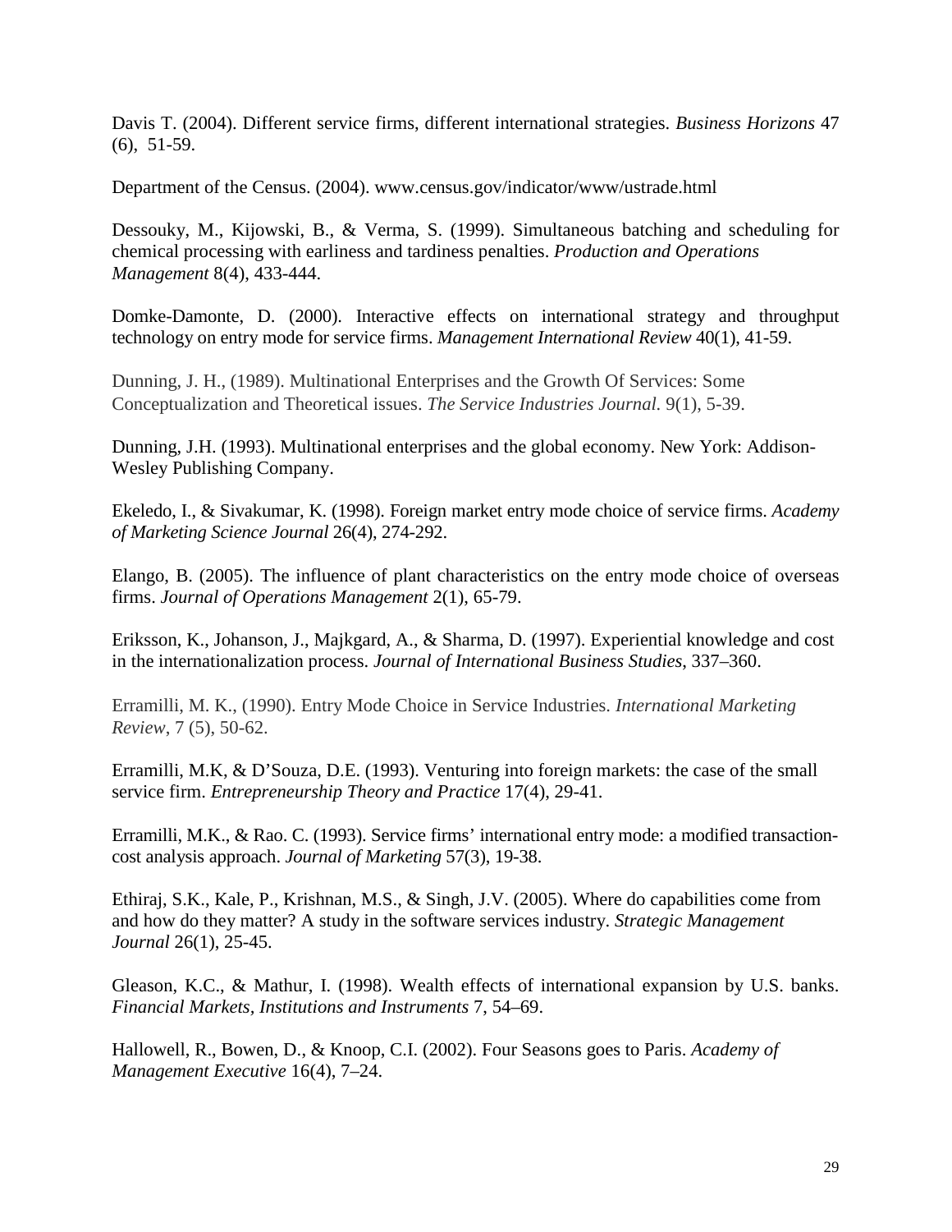Davis T. (2004). Different service firms, different international strategies. *Business Horizons* 47 (6), 51-59.

Department of the Census. (2004). www.census.gov/indicator/www/ustrade.html

Dessouky, M., Kijowski, B., & Verma, S. (1999). Simultaneous batching and scheduling for chemical processing with earliness and tardiness penalties. *Production and Operations Management* 8(4), 433-444.

Domke-Damonte, D. (2000). Interactive effects on international strategy and throughput technology on entry mode for service firms. *Management International Review* 40(1), 41-59.

Dunning, J. H., (1989). Multinational Enterprises and the Growth Of Services: Some Conceptualization and Theoretical issues. *The Service Industries Journal.* 9(1), 5-39.

Dunning, J.H. (1993). Multinational enterprises and the global economy. New York: Addison-Wesley Publishing Company.

Ekeledo, I., & Sivakumar, K. (1998). Foreign market entry mode choice of service firms. *Academy of Marketing Science Journal* 26(4), 274-292.

Elango, B. (2005). The influence of plant characteristics on the entry mode choice of overseas firms. *Journal of Operations Management* 2(1), 65-79.

Eriksson, K., Johanson, J., Majkgard, A., & Sharma, D. (1997). Experiential knowledge and cost in the internationalization process. *Journal of International Business Studies*, 337–360.

Erramilli, M. K., (1990). Entry Mode Choice in Service Industries. *International Marketing Review*, 7 (5), 50-62.

Erramilli, M.K, & D'Souza, D.E. (1993). Venturing into foreign markets: the case of the small service firm. *Entrepreneurship Theory and Practice* 17(4), 29-41.

Erramilli, M.K., & Rao. C. (1993). Service firms' international entry mode: a modified transaction-cost analysis approach. *Journal of Marketing* 57(3), 19-38.

Ethiraj, S.K., Kale, P., Krishnan, M.S., & Singh, J.V. (2005). Where do capabilities come from and how do they matter? A study in the software services industry. *Strategic Management Journal* 26(1), 25-45.

Gleason, K.C., & Mathur, I. (1998). Wealth effects of international expansion by U.S. banks. *Financial Markets, Institutions and Instruments* 7, 54–69.

Hallowell, R., Bowen, D., & Knoop, C.I. (2002). Four Seasons goes to Paris. *Academy of Management Executive* 16(4), 7–24.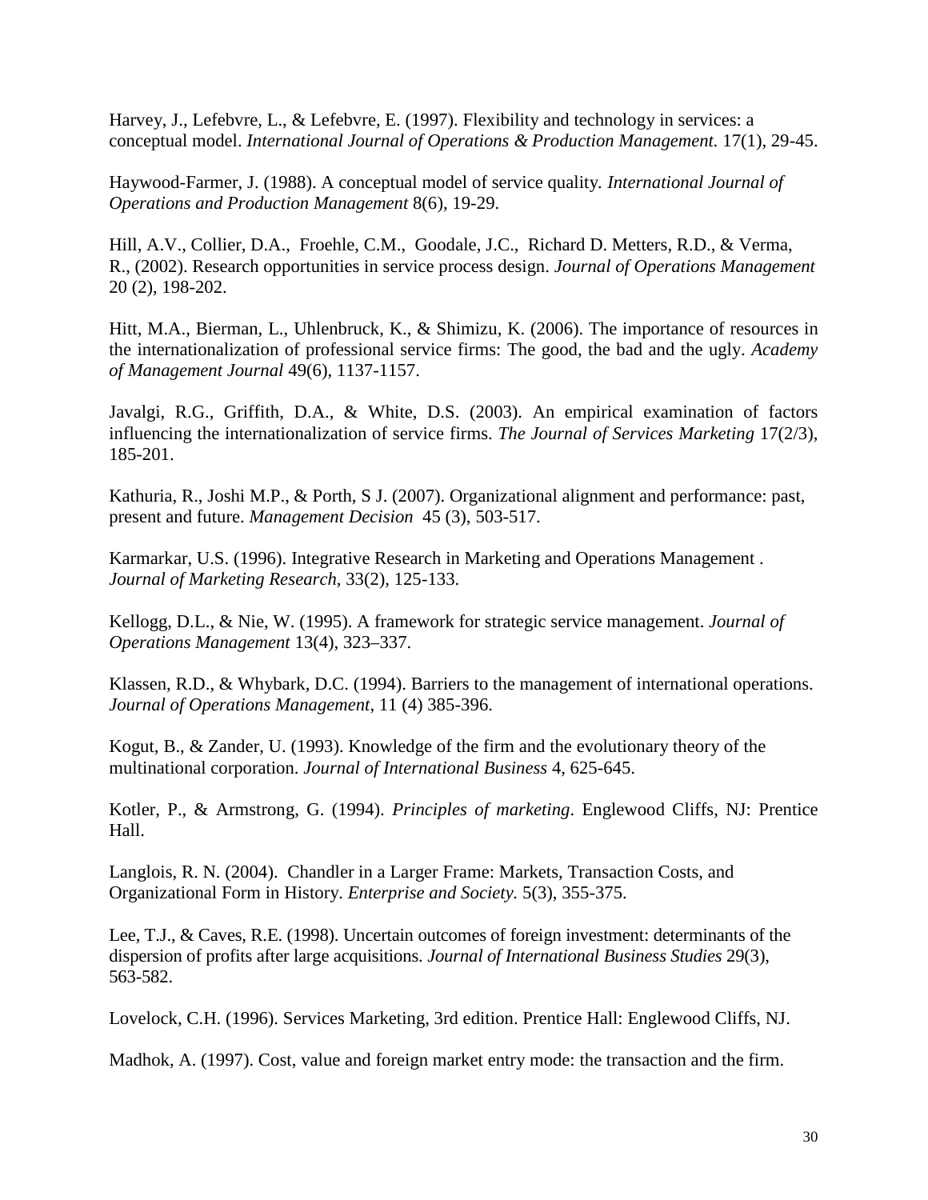Harvey, J., Lefebvre, L., & Lefebvre, E. (1997). Flexibility and technology in services: a conceptual model. *International Journal of Operations & Production Management.* 17(1), 29-45.

Haywood-Farmer, J. (1988). A conceptual model of service quality. *International Journal of Operations and Production Management* 8(6), 19-29.

Hill, A.V., Collier, D.A., Froehle, C.M., Goodale, J.C., Richard D. Metters, R.D., & Verma, R., (2002). Research opportunities in service process design. *Journal of Operations Management* 20 (2), 198-202.

Hitt, M.A., Bierman, L., Uhlenbruck, K., & Shimizu, K. (2006). The importance of resources in the internationalization of professional service firms: The good, the bad and the ugly. *Academy of Management Journal* 49(6), 1137-1157.

Javalgi, R.G., Griffith, D.A., & White, D.S. (2003). An empirical examination of factors influencing the internationalization of service firms. *The Journal of Services Marketing* 17(2/3), 185-201.

Kathuria, R., Joshi M.P., & Porth, S J. (2007). Organizational alignment and performance: past, present and future. *Management Decision* 45 (3), 503-517.

Karmarkar, U.S. (1996). Integrative Research in Marketing and Operations Management . *Journal of Marketing Research*, 33(2), 125-133.

Kellogg, D.L., & Nie, W. (1995). A framework for strategic service management. *Journal of Operations Management* 13(4), 323–337.

Klassen, R.D., & Whybark, D.C. (1994). Barriers to the management of international operations. *Journal of Operations Management*, 11 (4) 385-396.

Kogut, B., & Zander, U. (1993). Knowledge of the firm and the evolutionary theory of the multinational corporation. *Journal of International Business* 4, 625-645.

Kotler, P., & Armstrong, G. (1994). *Principles of marketing*. Englewood Cliffs, NJ: Prentice Hall.

Langlois, R. N. (2004). Chandler in a Larger Frame: Markets, Transaction Costs, and Organizational Form in History. *Enterprise and Society.* 5(3), 355-375.

Lee, T.J., & Caves, R.E. (1998). Uncertain outcomes of foreign investment: determinants of the dispersion of profits after large acquisitions. *Journal of International Business Studies* 29(3), 563-582.

Lovelock, C.H. (1996). Services Marketing, 3rd edition. Prentice Hall: Englewood Cliffs, NJ.

Madhok, A. (1997). Cost, value and foreign market entry mode: the transaction and the firm.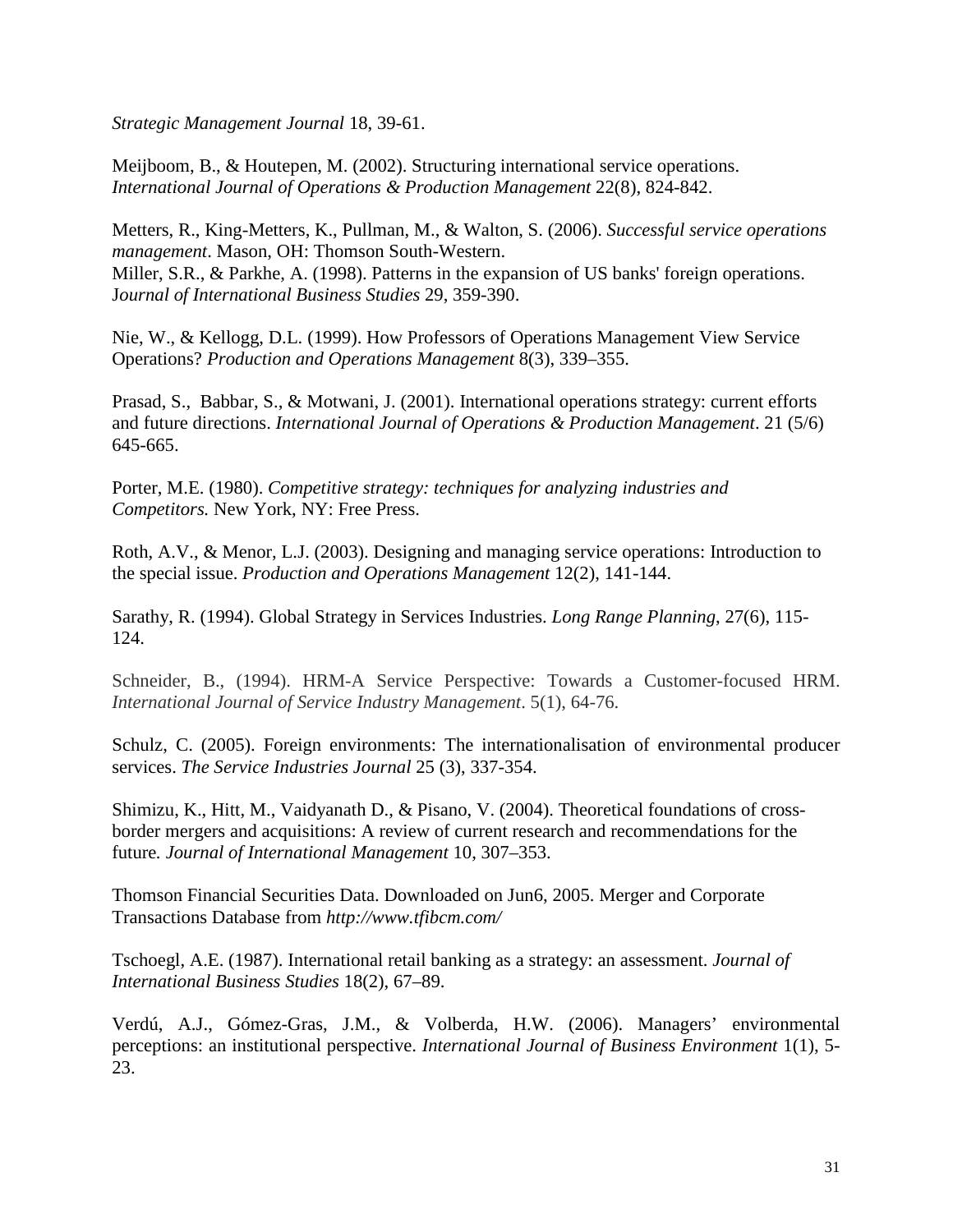*Strategic Management Journal* 18, 39-61.

Meijboom, B., & Houtepen, M. (2002). Structuring international service operations. *International Journal of Operations & Production Management* 22(8), 824-842.

Metters, R., King-Metters, K., Pullman, M., & Walton, S. (2006). *Successful service operations management*. Mason, OH: Thomson South-Western.
Miller, S.R., & Parkhe, A. (1998). Patterns in the expansion of US banks' foreign operations. J*ournal of International Business Studies* 29, 359-390.

Nie, W., & Kellogg, D.L. (1999). How Professors of Operations Management View Service Operations? *Production and Operations Management* 8(3), 339–355.

Prasad, S., Babbar, S., & Motwani, J. (2001). International operations strategy: current efforts and future directions. *International Journal of Operations & Production Management*. 21 (5/6) 645-665.

Porter, M.E. (1980). *Competitive strategy: techniques for analyzing industries and Competitors.* New York, NY: Free Press.

Roth, A.V., & Menor, L.J. (2003). Designing and managing service operations: Introduction to the special issue. *Production and Operations Management* 12(2), 141-144.

Sarathy, R. (1994). Global Strategy in Services Industries. *Long Range Planning*, 27(6), 115-124.

Schneider, B., (1994). HRM-A Service Perspective: Towards a Customer-focused HRM. *International Journal of Service Industry Management*. 5(1), 64-76.

Schulz, C. (2005). Foreign environments: The internationalisation of environmental producer services. *The Service Industries Journal* 25 (3), 337-354.

Shimizu, K., Hitt, M., Vaidyanath D., & Pisano, V. (2004). Theoretical foundations of cross-border mergers and acquisitions: A review of current research and recommendations for the future*. Journal of International Management* 10, 307–353.

Thomson Financial Securities Data. Downloaded on Jun6, 2005. Merger and Corporate Transactions Database from *http://www.tfibcm.com/*

Tschoegl, A.E. (1987). International retail banking as a strategy: an assessment. *Journal of International Business Studies* 18(2), 67–89.

Verdú, A.J., Gómez-Gras, J.M., & Volberda, H.W. (2006). Managers' environmental perceptions: an institutional perspective. *International Journal of Business Environment* 1(1), 5-23.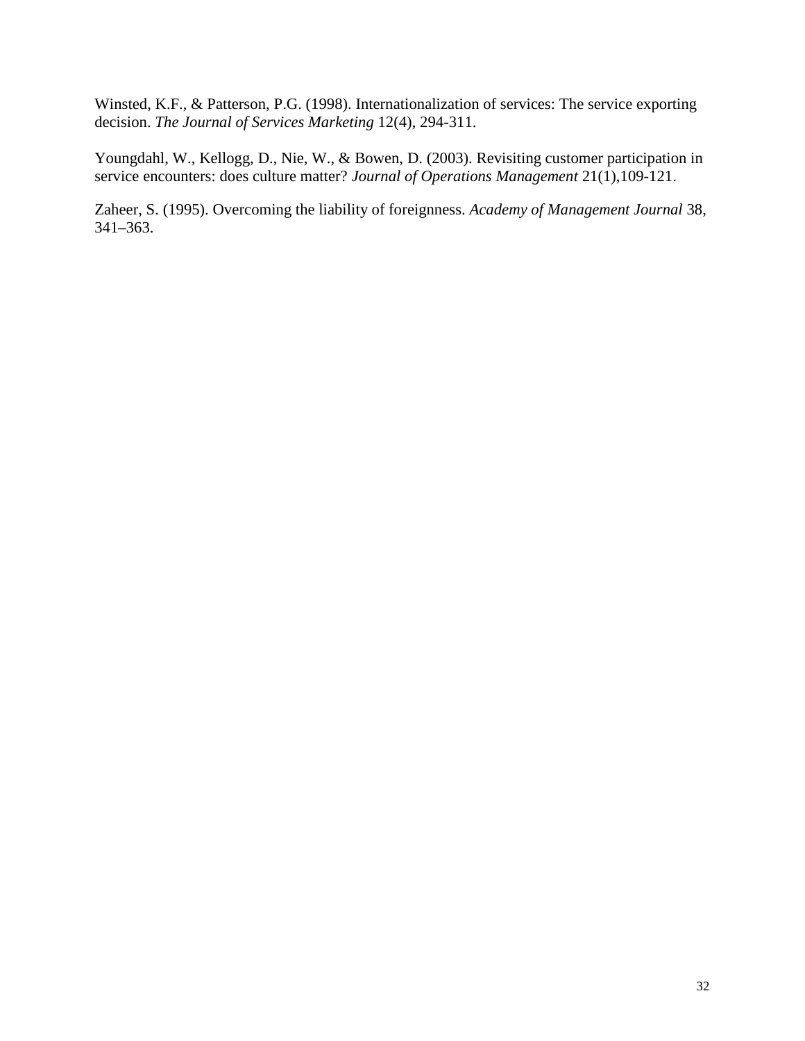Winsted, K.F., & Patterson, P.G. (1998). Internationalization of services: The service exporting decision. *The Journal of Services Marketing* 12(4), 294-311.

Youngdahl, W., Kellogg, D., Nie, W., & Bowen, D. (2003). Revisiting customer participation in service encounters: does culture matter? *Journal of Operations Management* 21(1),109-121.

Zaheer, S. (1995). Overcoming the liability of foreignness. *Academy of Management Journal* 38, 341–363.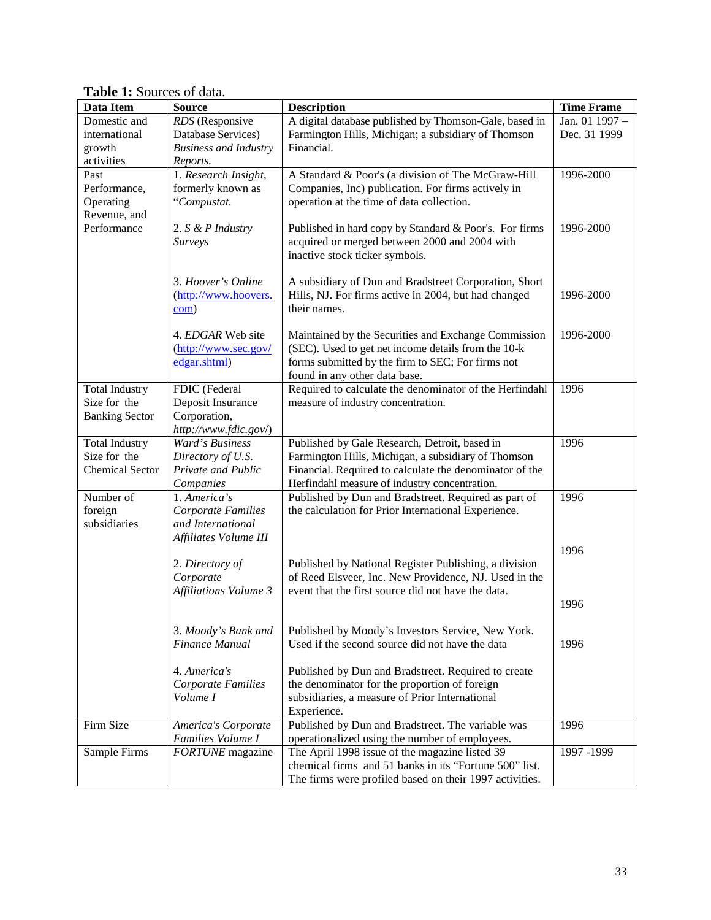**Table 1:** Sources of data.

| Data Item | Source | Description | Time Frame |
|---|---|---|---|
| Domestic and international growth activities | *RDS* (Responsive Database Services) *Business and Industry Reports.* | A digital database published by Thomson-Gale, based in Farmington Hills, Michigan; a subsidiary of Thomson Financial. | Jan. 01 1997 – Dec. 31 1999 |
| Past Performance, Operating Revenue, and Performance | 1. *Research Insight*, formerly known as "*Compustat.* | A Standard & Poor's (a division of The McGraw-Hill Companies, Inc) publication. For firms actively in operation at the time of data collection. | 1996-2000 |
| | 2. *S & P Industry Surveys* | Published in hard copy by Standard & Poor's. For firms acquired or merged between 2000 and 2004 with inactive stock ticker symbols. | 1996-2000 |
| | 3. *Hoover's Online* (http://www.hoovers.com) | A subsidiary of Dun and Bradstreet Corporation, Short Hills, NJ. For firms active in 2004, but had changed their names. | 1996-2000 |
| | 4. *EDGAR* Web site (http://www.sec.gov/edgar.shtml) | Maintained by the Securities and Exchange Commission (SEC). Used to get net income details from the 10-k forms submitted by the firm to SEC; For firms not found in any other data base. | 1996-2000 |
| Total Industry Size for the Banking Sector | FDIC (Federal Deposit Insurance Corporation, *http://www.fdic.gov/*) | Required to calculate the denominator of the Herfindahl measure of industry concentration. | 1996 |
| Total Industry Size for the Chemical Sector | *Ward's Business Directory of U.S. Private and Public Companies* | Published by Gale Research, Detroit, based in Farmington Hills, Michigan, a subsidiary of Thomson Financial. Required to calculate the denominator of the Herfindahl measure of industry concentration. | 1996 |
| Number of foreign subsidiaries | 1. *America's Corporate Families and International Affiliates Volume III* | Published by Dun and Bradstreet. Required as part of the calculation for Prior International Experience. | 1996 |
| | 2. *Directory of Corporate Affiliations Volume 3* | Published by National Register Publishing, a division of Reed Elsveer, Inc. New Providence, NJ. Used in the event that the first source did not have the data. | 1996 |
| | 3. *Moody's Bank and Finance Manual* | Published by Moody's Investors Service, New York. Used if the second source did not have the data | 1996 |
| | 4. *America's Corporate Families Volume I* | Published by Dun and Bradstreet. Required to create the denominator for the proportion of foreign subsidiaries, a measure of Prior International Experience. | 1996 |
| Firm Size | *America's Corporate Families Volume I* | Published by Dun and Bradstreet. The variable was operationalized using the number of employees. | 1996 |
| Sample Firms | *FORTUNE* magazine | The April 1998 issue of the magazine listed 39 chemical firms and 51 banks in its "Fortune 500" list. The firms were profiled based on their 1997 activities. | 1997 -1999 |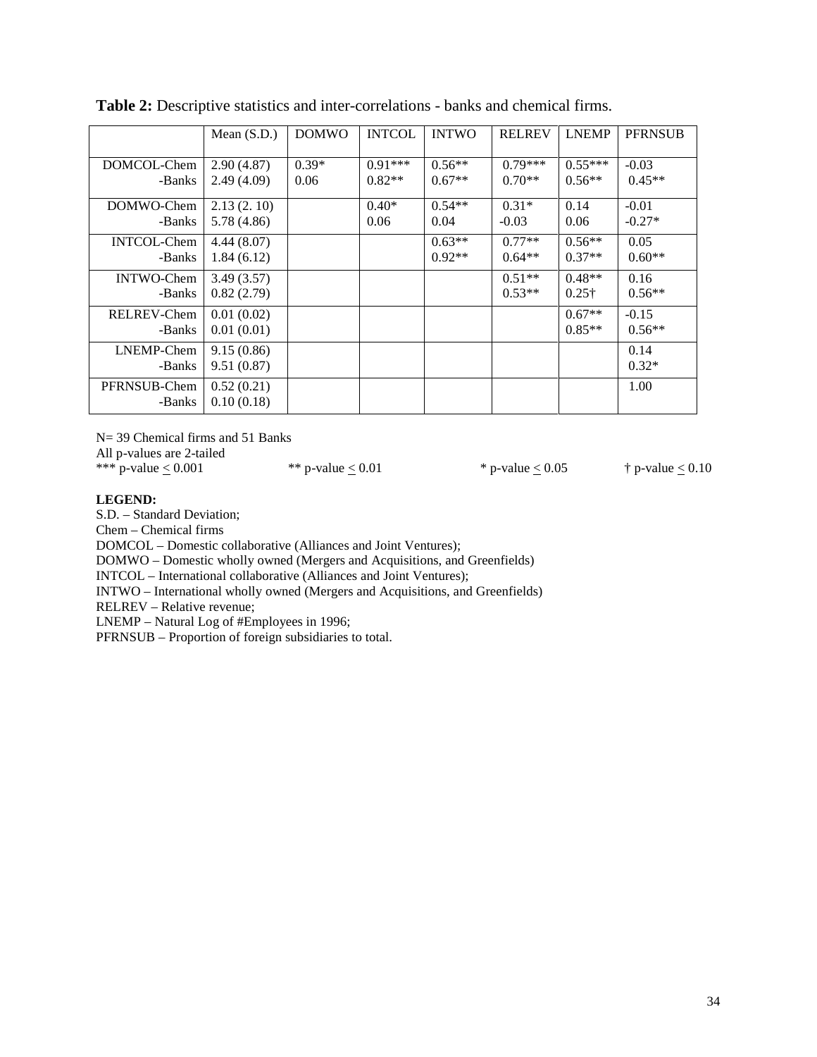**Table 2:** Descriptive statistics and inter-correlations - banks and chemical firms.

| | Mean (S.D.) | DOMWO | INTCOL | INTWO | RELREV | LNEMP | PFRNSUB |
|---|---|---|---|---|---|---|---|
| DOMCOL-Chem<br>-Banks | 2.90 (4.87)<br>2.49 (4.09) | 0.39*<br>0.06 | 0.91***<br>0.82** | 0.56**<br>0.67** | 0.79***<br>0.70** | 0.55***<br>0.56** | -0.03<br>0.45** |
| DOMWO-Chem<br>-Banks | 2.13 (2. 10)<br>5.78 (4.86) | | 0.40*<br>0.06 | 0.54**<br>0.04 | 0.31*<br>-0.03 | 0.14<br>0.06 | -0.01<br>-0.27* |
| INTCOL-Chem<br>-Banks | 4.44 (8.07)<br>1.84 (6.12) | | | 0.63**<br>0.92** | 0.77**<br>0.64** | 0.56**<br>0.37** | 0.05<br>0.60** |
| INTWO-Chem<br>-Banks | 3.49 (3.57)<br>0.82 (2.79) | | | | 0.51**<br>0.53** | 0.48**<br>0.25† | 0.16<br>0.56** |
| RELREV-Chem<br>-Banks | 0.01 (0.02)<br>0.01 (0.01) | | | | | 0.67**<br>0.85** | -0.15<br>0.56** |
| LNEMP-Chem<br>-Banks | 9.15 (0.86)<br>9.51 (0.87) | | | | | | 0.14<br>0.32* |
| PFRNSUB-Chem<br>-Banks | 0.52 (0.21)<br>0.10 (0.18) | | | | | | 1.00 |

N= 39 Chemical firms and 51 Banks
All p-values are 2-tailed
*** p-value $\leq 0.001$ &nbsp;&nbsp;&nbsp; ** p-value $\leq 0.01$ &nbsp;&nbsp;&nbsp; * p-value $\leq 0.05$ &nbsp;&nbsp;&nbsp; † p-value $\leq 0.10$

**LEGEND:**
S.D. – Standard Deviation;
Chem – Chemical firms
DOMCOL – Domestic collaborative (Alliances and Joint Ventures);
DOMWO – Domestic wholly owned (Mergers and Acquisitions, and Greenfields)
INTCOL – International collaborative (Alliances and Joint Ventures);
INTWO – International wholly owned (Mergers and Acquisitions, and Greenfields)
RELREV – Relative revenue;
LNEMP – Natural Log of #Employees in 1996;
PFRNSUB – Proportion of foreign subsidiaries to total.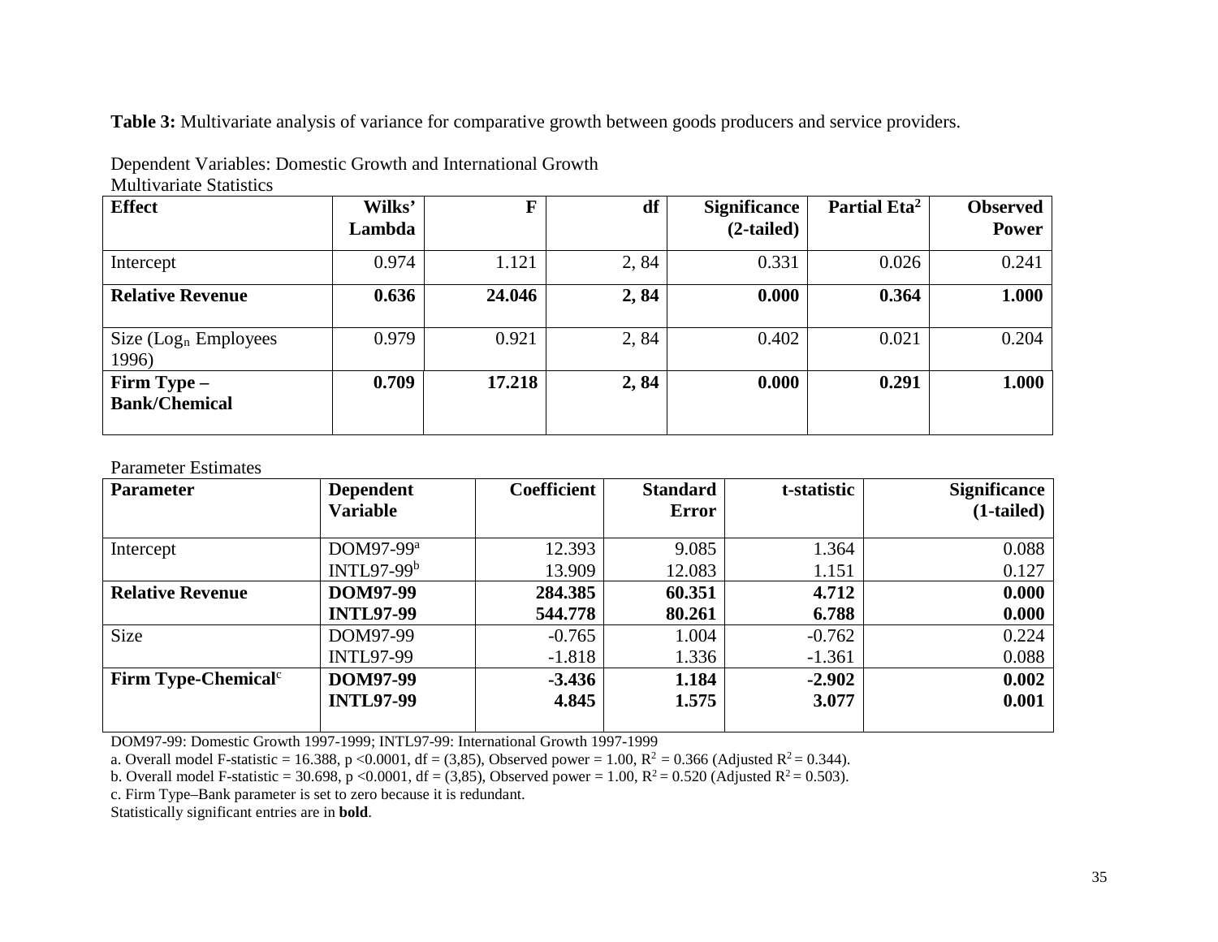**Table 3:** Multivariate analysis of variance for comparative growth between goods producers and service providers.

Dependent Variables: Domestic Growth and International Growth

Multivariate Statistics

| Effect | Wilks' Lambda | F | df | Significance (2-tailed) | Partial Eta² | Observed Power |
|---|---|---|---|---|---|---|
| Intercept | 0.974 | 1.121 | 2, 84 | 0.331 | 0.026 | 0.241 |
| **Relative Revenue** | **0.636** | **24.046** | **2, 84** | **0.000** | **0.364** | **1.000** |
| Size ($Log_n$ Employees 1996) | 0.979 | 0.921 | 2, 84 | 0.402 | 0.021 | 0.204 |
| **Firm Type – Bank/Chemical** | **0.709** | **17.218** | **2, 84** | **0.000** | **0.291** | **1.000** |

Parameter Estimates

| Parameter | Dependent Variable | Coefficient | Standard Error | t-statistic | Significance (1-tailed) |
|---|---|---|---|---|---|
| Intercept | DOM97-99[a] | 12.393 | 9.085 | 1.364 | 0.088 |
| | INTL97-99[b] | 13.909 | 12.083 | 1.151 | 0.127 |
| **Relative Revenue** | **DOM97-99** | **284.385** | **60.351** | **4.712** | **0.000** |
| | **INTL97-99** | **544.778** | **80.261** | **6.788** | **0.000** |
| Size | DOM97-99 | -0.765 | 1.004 | -0.762 | 0.224 |
| | INTL97-99 | -1.818 | 1.336 | -1.361 | 0.088 |
| **Firm Type-Chemical**[c] | **DOM97-99** | **-3.436** | **1.184** | **-2.902** | **0.002** |
| | **INTL97-99** | **4.845** | **1.575** | **3.077** | **0.001** |

DOM97-99: Domestic Growth 1997-1999; INTL97-99: International Growth 1997-1999

a. Overall model F-statistic = 16.388, $p < 0.0001$, df = (3,85), Observed power = 1.00, $R^2 = 0.366$ (Adjusted $R^2 = 0.344$).

b. Overall model F-statistic = 30.698, $p < 0.0001$, df = (3,85), Observed power = 1.00, $R^2 = 0.520$ (Adjusted $R^2 = 0.503$).

c. Firm Type–Bank parameter is set to zero because it is redundant.

Statistically significant entries are in **bold**.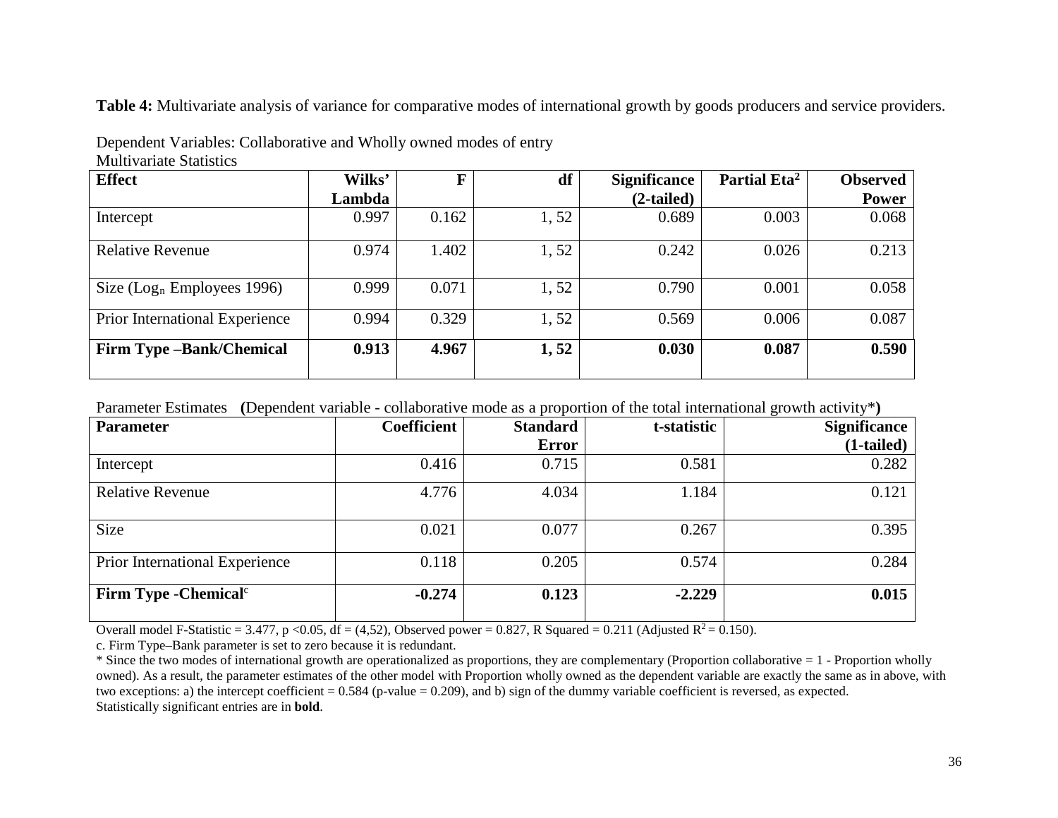**Table 4:** Multivariate analysis of variance for comparative modes of international growth by goods producers and service providers.

Dependent Variables: Collaborative and Wholly owned modes of entry
Multivariate Statistics

| Effect | Wilks' Lambda | F | df | Significance (2-tailed) | Partial Eta$^2$ | Observed Power |
|---|---|---|---|---|---|---|
| Intercept | 0.997 | 0.162 | 1, 52 | 0.689 | 0.003 | 0.068 |
| Relative Revenue | 0.974 | 1.402 | 1, 52 | 0.242 | 0.026 | 0.213 |
| Size ($Log_n$ Employees 1996) | 0.999 | 0.071 | 1, 52 | 0.790 | 0.001 | 0.058 |
| Prior International Experience | 0.994 | 0.329 | 1, 52 | 0.569 | 0.006 | 0.087 |
| **Firm Type –Bank/Chemical** | **0.913** | **4.967** | **1, 52** | **0.030** | **0.087** | **0.590** |

Parameter Estimates **(**Dependent variable - collaborative mode as a proportion of the total international growth activity* **)**

| Parameter | Coefficient | Standard Error | t-statistic | Significance (1-tailed) |
|---|---|---|---|---|
| Intercept | 0.416 | 0.715 | 0.581 | 0.282 |
| Relative Revenue | 4.776 | 4.034 | 1.184 | 0.121 |
| Size | 0.021 | 0.077 | 0.267 | 0.395 |
| Prior International Experience | 0.118 | 0.205 | 0.574 | 0.284 |
| **Firm Type -Chemical[c]** | **-0.274** | **0.123** | **-2.229** | **0.015** |

Overall model F-Statistic = 3.477, $p < 0.05$, df = (4,52), Observed power = 0.827, R Squared = 0.211 (Adjusted $R^2 = 0.150$).

c. Firm Type–Bank parameter is set to zero because it is redundant.

* Since the two modes of international growth are operationalized as proportions, they are complementary (Proportion collaborative = 1 - Proportion wholly owned). As a result, the parameter estimates of the other model with Proportion wholly owned as the dependent variable are exactly the same as in above, with two exceptions: a) the intercept coefficient = 0.584 (p-value = 0.209), and b) sign of the dummy variable coefficient is reversed, as expected.

Statistically significant entries are in **bold**.